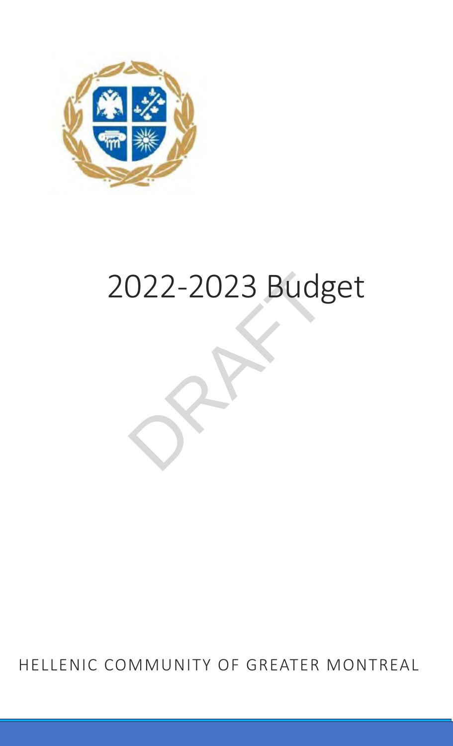# 2022-2023 Budget

DRAFT

HELLENIC COMMUNITY OF GREATER MONTREAL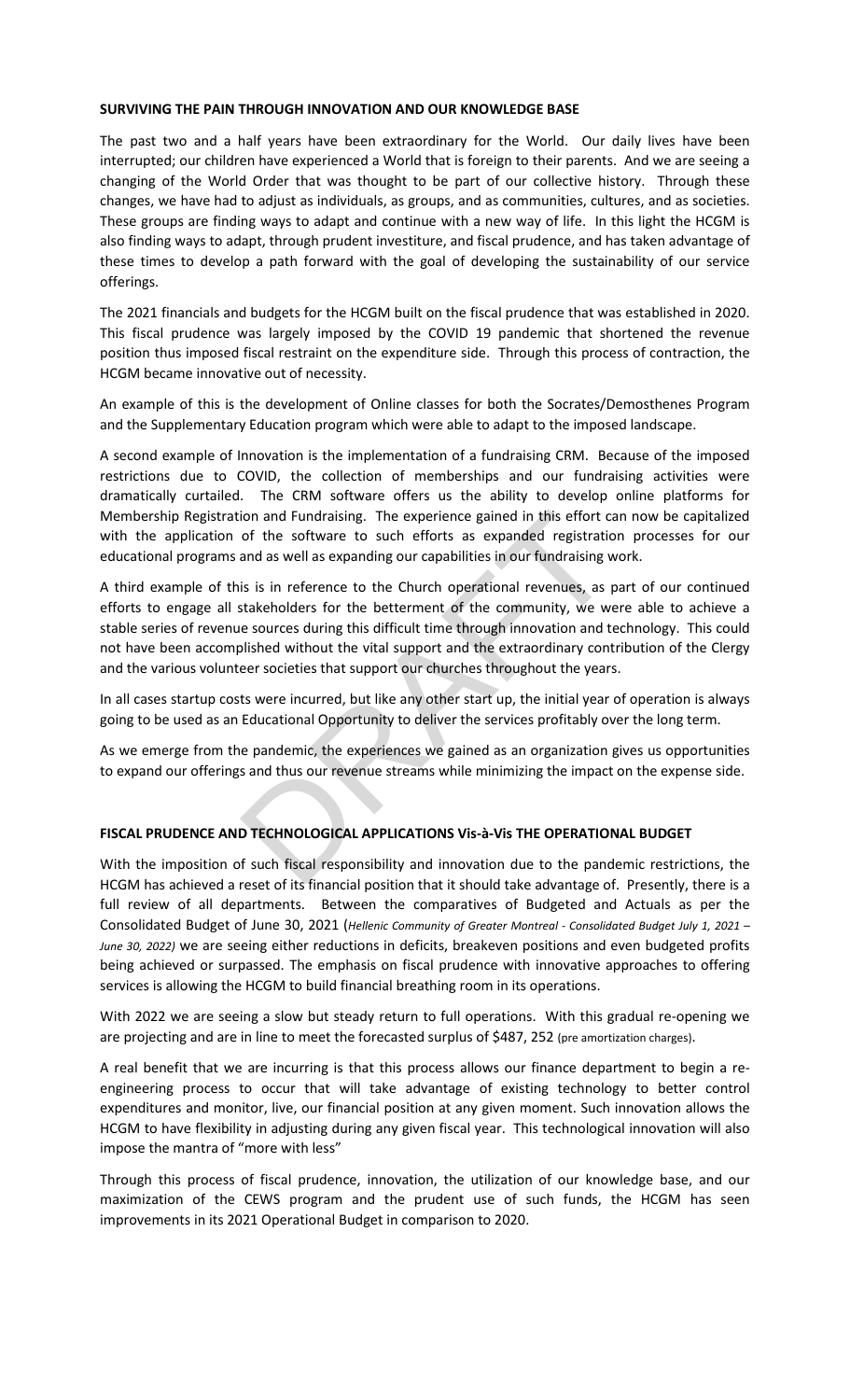## SURVIVING THE PAIN THROUGH INNOVATION AND OUR KNOWLEDGE BASE

The past two and a half years have been extraordinary for the World. Our daily lives have been interrupted; our children have experienced a World that is foreign to their parents. And we are seeing a changing of the World Order that was thought to be part of our collective history. Through these changes, we have had to adjust as individuals, as groups, and as communities, cultures, and as societies. These groups are finding ways to adapt and continue with a new way of life. In this light the HCGM is also finding ways to adapt, through prudent investiture, and fiscal prudence, and has taken advantage of these times to develop a path forward with the goal of developing the sustainability of our service offerings.

The 2021 financials and budgets for the HCGM built on the fiscal prudence that was established in 2020. This fiscal prudence was largely imposed by the COVID 19 pandemic that shortened the revenue position thus imposed fiscal restraint on the expenditure side. Through this process of contraction, the HCGM became innovative out of necessity.

An example of this is the development of Online classes for both the Socrates/Demosthenes Program and the Supplementary Education program which were able to adapt to the imposed landscape.

A second example of Innovation is the implementation of a fundraising CRM. Because of the imposed restrictions due to COVID, the collection of memberships and our fundraising activities were dramatically curtailed. The CRM software offers us the ability to develop online platforms for Membership Registration and Fundraising. The experience gained in this effort can now be capitalized with the application of the software to such efforts as expanded registration processes for our educational programs and as well as expanding our capabilities in our fundraising work.

A third example of this is in reference to the Church operational revenues, as part of our continued efforts to engage all stakeholders for the betterment of the community, we were able to achieve a stable series of revenue sources during this difficult time through innovation and technology. This could not have been accomplished without the vital support and the extraordinary contribution of the Clergy and the various volunteer societies that support our churches throughout the years.

In all cases startup costs were incurred, but like any other start up, the initial year of operation is always going to be used as an Educational Opportunity to deliver the services profitably over the long term.

As we emerge from the pandemic, the experiences we gained as an organization gives us opportunities to expand our offerings and thus our revenue streams while minimizing the impact on the expense side.

## FISCAL PRUDENCE AND TECHNOLOGICAL APPLICATIONS Vis-à-Vis THE OPERATIONAL BUDGET

With the imposition of such fiscal responsibility and innovation due to the pandemic restrictions, the HCGM has achieved a reset of its financial position that it should take advantage of. Presently, there is a full review of all departments. Between the comparatives of Budgeted and Actuals as per the Consolidated Budget of June 30, 2021 (*Hellenic Community of Greater Montreal - Consolidated Budget July 1, 2021 – June 30, 2022)* we are seeing either reductions in deficits, breakeven positions and even budgeted profits being achieved or surpassed. The emphasis on fiscal prudence with innovative approaches to offering services is allowing the HCGM to build financial breathing room in its operations.

With 2022 we are seeing a slow but steady return to full operations. With this gradual re-opening we are projecting and are in line to meet the forecasted surplus of $487, 252 (pre amortization charges).

A real benefit that we are incurring is that this process allows our finance department to begin a re-engineering process to occur that will take advantage of existing technology to better control expenditures and monitor, live, our financial position at any given moment. Such innovation allows the HCGM to have flexibility in adjusting during any given fiscal year. This technological innovation will also impose the mantra of "more with less"

Through this process of fiscal prudence, innovation, the utilization of our knowledge base, and our maximization of the CEWS program and the prudent use of such funds, the HCGM has seen improvements in its 2021 Operational Budget in comparison to 2020.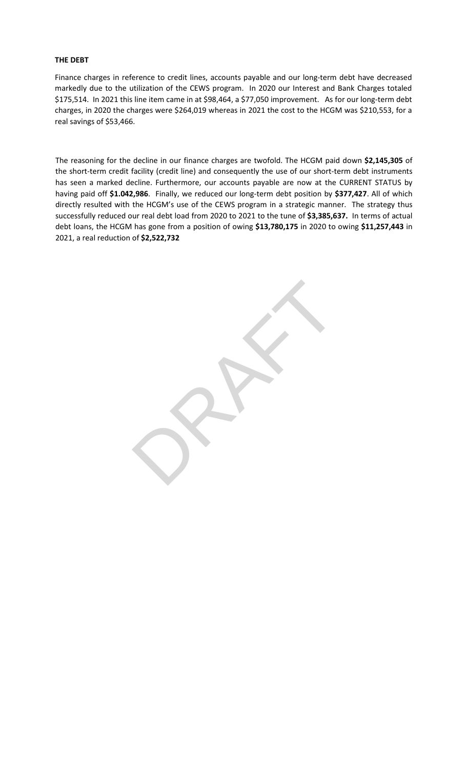**THE DEBT**

Finance charges in reference to credit lines, accounts payable and our long-term debt have decreased markedly due to the utilization of the CEWS program. In 2020 our Interest and Bank Charges totaled $175,514. In 2021 this line item came in at $98,464, a $77,050 improvement. As for our long-term debt charges, in 2020 the charges were $264,019 whereas in 2021 the cost to the HCGM was $210,553, for a real savings of $53,466.

The reasoning for the decline in our finance charges are twofold. The HCGM paid down **$2,145,305** of the short-term credit facility (credit line) and consequently the use of our short-term debt instruments has seen a marked decline. Furthermore, our accounts payable are now at the CURRENT STATUS by having paid off **$1.042,986**. Finally, we reduced our long-term debt position by **$377,427**. All of which directly resulted with the HCGM's use of the CEWS program in a strategic manner. The strategy thus successfully reduced our real debt load from 2020 to 2021 to the tune of **$3,385,637.** In terms of actual debt loans, the HCGM has gone from a position of owing **$13,780,175** in 2020 to owing **$11,257,443** in 2021, a real reduction of **$2,522,732**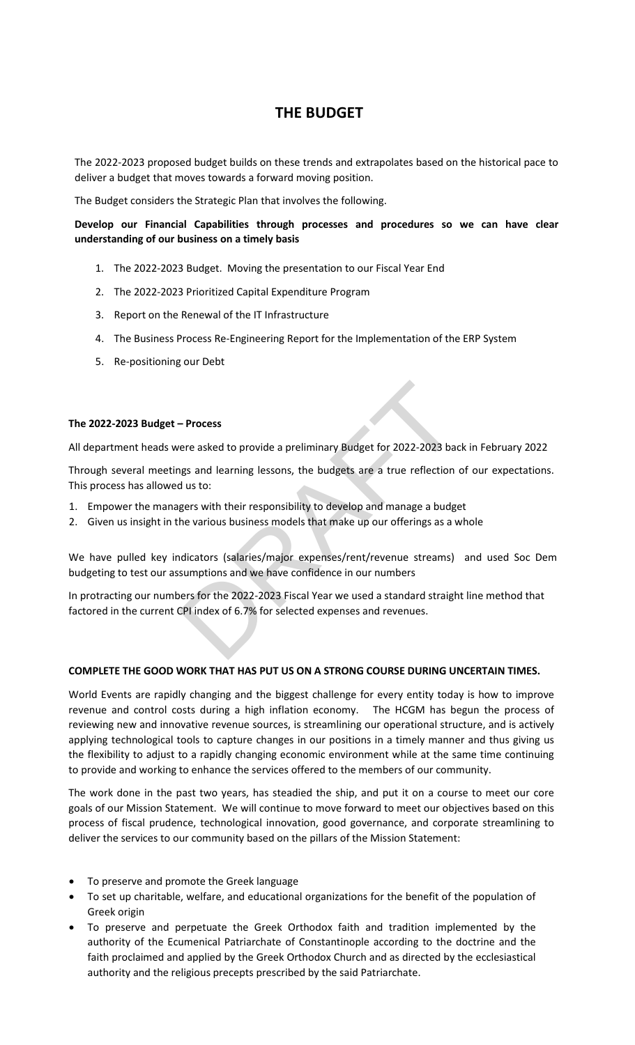# THE BUDGET

The 2022-2023 proposed budget builds on these trends and extrapolates based on the historical pace to deliver a budget that moves towards a forward moving position.

The Budget considers the Strategic Plan that involves the following.

**Develop our Financial Capabilities through processes and procedures so we can have clear understanding of our business on a timely basis**

1. The 2022-2023 Budget. Moving the presentation to our Fiscal Year End
2. The 2022-2023 Prioritized Capital Expenditure Program
3. Report on the Renewal of the IT Infrastructure
4. The Business Process Re-Engineering Report for the Implementation of the ERP System
5. Re-positioning our Debt

**The 2022-2023 Budget – Process**

All department heads were asked to provide a preliminary Budget for 2022-2023 back in February 2022

Through several meetings and learning lessons, the budgets are a true reflection of our expectations. This process has allowed us to:

1. Empower the managers with their responsibility to develop and manage a budget
2. Given us insight in the various business models that make up our offerings as a whole

We have pulled key indicators (salaries/major expenses/rent/revenue streams) and used Soc Dem budgeting to test our assumptions and we have confidence in our numbers

In protracting our numbers for the 2022-2023 Fiscal Year we used a standard straight line method that factored in the current CPI index of 6.7% for selected expenses and revenues.

**COMPLETE THE GOOD WORK THAT HAS PUT US ON A STRONG COURSE DURING UNCERTAIN TIMES.**

World Events are rapidly changing and the biggest challenge for every entity today is how to improve revenue and control costs during a high inflation economy. The HCGM has begun the process of reviewing new and innovative revenue sources, is streamlining our operational structure, and is actively applying technological tools to capture changes in our positions in a timely manner and thus giving us the flexibility to adjust to a rapidly changing economic environment while at the same time continuing to provide and working to enhance the services offered to the members of our community.

The work done in the past two years, has steadied the ship, and put it on a course to meet our core goals of our Mission Statement. We will continue to move forward to meet our objectives based on this process of fiscal prudence, technological innovation, good governance, and corporate streamlining to deliver the services to our community based on the pillars of the Mission Statement:

- To preserve and promote the Greek language
- To set up charitable, welfare, and educational organizations for the benefit of the population of Greek origin
- To preserve and perpetuate the Greek Orthodox faith and tradition implemented by the authority of the Ecumenical Patriarchate of Constantinople according to the doctrine and the faith proclaimed and applied by the Greek Orthodox Church and as directed by the ecclesiastical authority and the religious precepts prescribed by the said Patriarchate.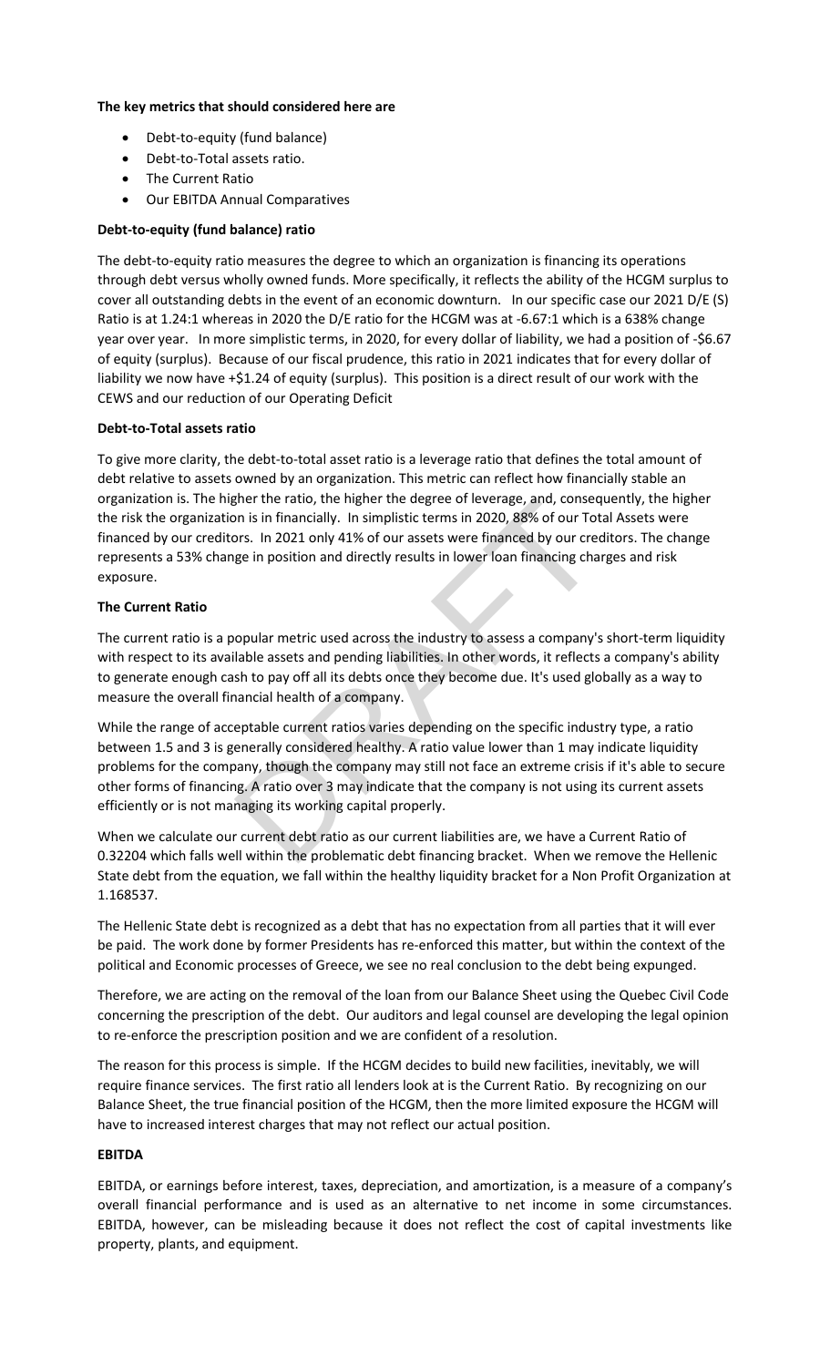**The key metrics that should considered here are**

- Debt-to-equity (fund balance)
- Debt-to-Total assets ratio.
- The Current Ratio
- Our EBITDA Annual Comparatives

**Debt-to-equity (fund balance) ratio**

The debt-to-equity ratio measures the degree to which an organization is financing its operations through debt versus wholly owned funds. More specifically, it reflects the ability of the HCGM surplus to cover all outstanding debts in the event of an economic downturn. In our specific case our 2021 D/E (S) Ratio is at 1.24:1 whereas in 2020 the D/E ratio for the HCGM was at -6.67:1 which is a 638% change year over year. In more simplistic terms, in 2020, for every dollar of liability, we had a position of -$6.67 of equity (surplus). Because of our fiscal prudence, this ratio in 2021 indicates that for every dollar of liability we now have +$1.24 of equity (surplus). This position is a direct result of our work with the CEWS and our reduction of our Operating Deficit

**Debt-to-Total assets ratio**

To give more clarity, the debt-to-total asset ratio is a leverage ratio that defines the total amount of debt relative to assets owned by an organization. This metric can reflect how financially stable an organization is. The higher the ratio, the higher the degree of leverage, and, consequently, the higher the risk the organization is in financially. In simplistic terms in 2020, 88% of our Total Assets were financed by our creditors. In 2021 only 41% of our assets were financed by our creditors. The change represents a 53% change in position and directly results in lower loan financing charges and risk exposure.

**The Current Ratio**

The current ratio is a popular metric used across the industry to assess a company's short-term liquidity with respect to its available assets and pending liabilities. In other words, it reflects a company's ability to generate enough cash to pay off all its debts once they become due. It's used globally as a way to measure the overall financial health of a company.

While the range of acceptable current ratios varies depending on the specific industry type, a ratio between 1.5 and 3 is generally considered healthy. A ratio value lower than 1 may indicate liquidity problems for the company, though the company may still not face an extreme crisis if it's able to secure other forms of financing. A ratio over 3 may indicate that the company is not using its current assets efficiently or is not managing its working capital properly.

When we calculate our current debt ratio as our current liabilities are, we have a Current Ratio of 0.32204 which falls well within the problematic debt financing bracket. When we remove the Hellenic State debt from the equation, we fall within the healthy liquidity bracket for a Non Profit Organization at 1.168537.

The Hellenic State debt is recognized as a debt that has no expectation from all parties that it will ever be paid. The work done by former Presidents has re-enforced this matter, but within the context of the political and Economic processes of Greece, we see no real conclusion to the debt being expunged.

Therefore, we are acting on the removal of the loan from our Balance Sheet using the Quebec Civil Code concerning the prescription of the debt. Our auditors and legal counsel are developing the legal opinion to re-enforce the prescription position and we are confident of a resolution.

The reason for this process is simple. If the HCGM decides to build new facilities, inevitably, we will require finance services. The first ratio all lenders look at is the Current Ratio. By recognizing on our Balance Sheet, the true financial position of the HCGM, then the more limited exposure the HCGM will have to increased interest charges that may not reflect our actual position.

**EBITDA**

EBITDA, or earnings before interest, taxes, depreciation, and amortization, is a measure of a company's overall financial performance and is used as an alternative to net income in some circumstances. EBITDA, however, can be misleading because it does not reflect the cost of capital investments like property, plants, and equipment.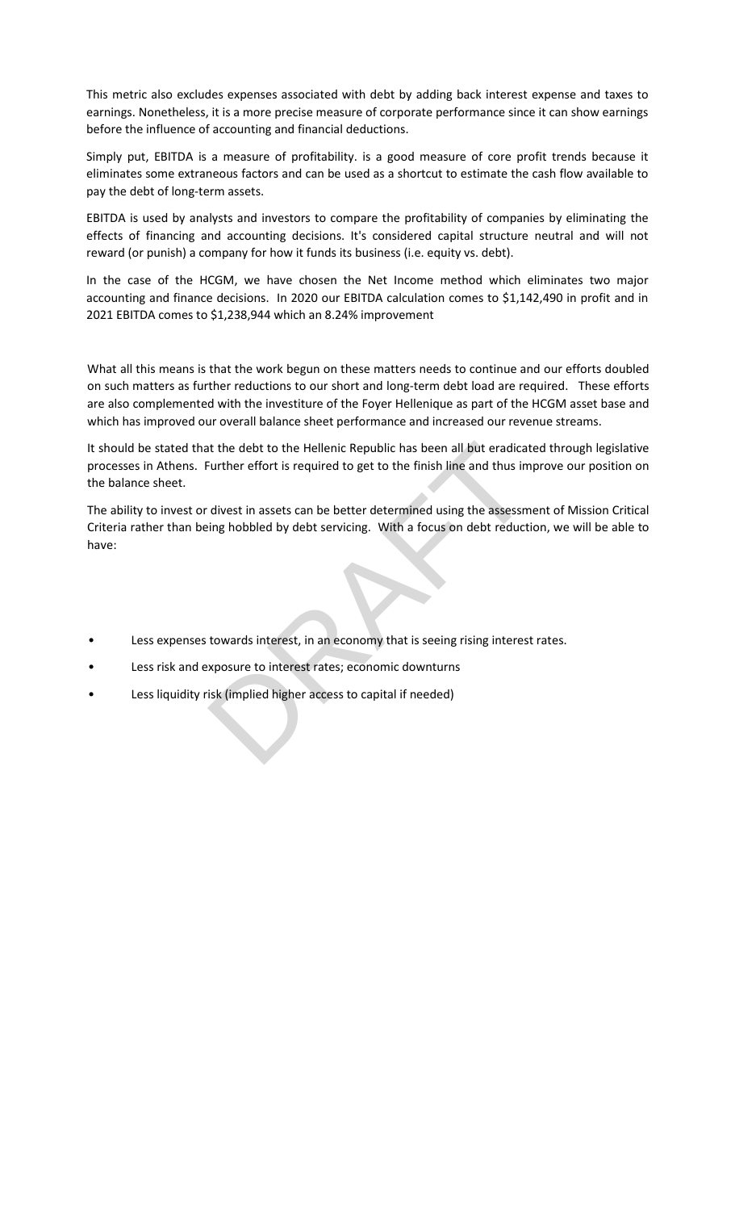This metric also excludes expenses associated with debt by adding back interest expense and taxes to earnings. Nonetheless, it is a more precise measure of corporate performance since it can show earnings before the influence of accounting and financial deductions.

Simply put, EBITDA is a measure of profitability. is a good measure of core profit trends because it eliminates some extraneous factors and can be used as a shortcut to estimate the cash flow available to pay the debt of long-term assets.

EBITDA is used by analysts and investors to compare the profitability of companies by eliminating the effects of financing and accounting decisions. It's considered capital structure neutral and will not reward (or punish) a company for how it funds its business (i.e. equity vs. debt).

In the case of the HCGM, we have chosen the Net Income method which eliminates two major accounting and finance decisions. In 2020 our EBITDA calculation comes to $1,142,490 in profit and in 2021 EBITDA comes to $1,238,944 which an 8.24% improvement

What all this means is that the work begun on these matters needs to continue and our efforts doubled on such matters as further reductions to our short and long-term debt load are required. These efforts are also complemented with the investiture of the Foyer Hellenique as part of the HCGM asset base and which has improved our overall balance sheet performance and increased our revenue streams.

It should be stated that the debt to the Hellenic Republic has been all but eradicated through legislative processes in Athens. Further effort is required to get to the finish line and thus improve our position on the balance sheet.

The ability to invest or divest in assets can be better determined using the assessment of Mission Critical Criteria rather than being hobbled by debt servicing. With a focus on debt reduction, we will be able to have:

- Less expenses towards interest, in an economy that is seeing rising interest rates.
- Less risk and exposure to interest rates; economic downturns
- Less liquidity risk (implied higher access to capital if needed)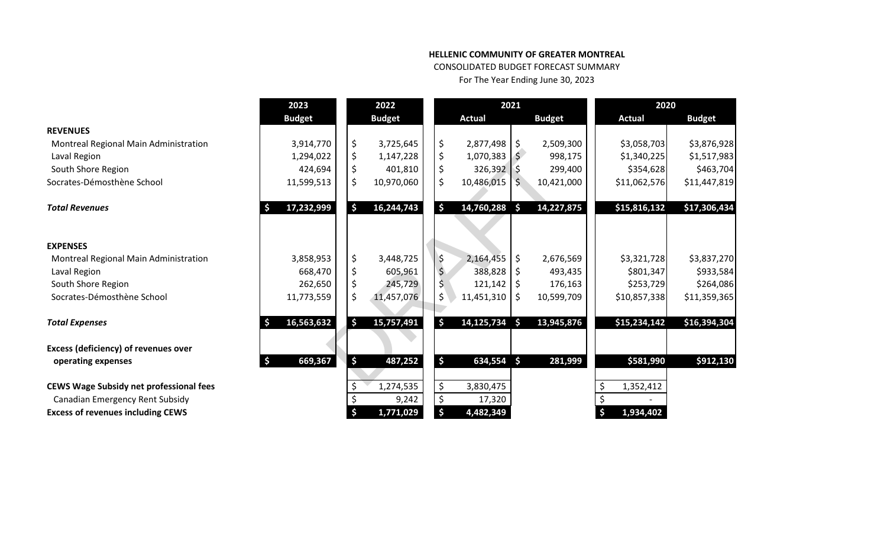**HELLENIC COMMUNITY OF GREATER MONTREAL**

CONSOLIDATED BUDGET FORECAST SUMMARY

For The Year Ending June 30, 2023

| | 2023 | 2022 | 2021 | | 2020 | |
|---|---|---|---|---|---|---|
| | Budget | Budget | Actual | Budget | Actual | Budget |
| **REVENUES** | | | | | | |
| Montreal Regional Main Administration | 3,914,770 | $ 3,725,645 | $ 2,877,498 | $ 2,509,300 | $3,058,703 | $3,876,928 |
| Laval Region | 1,294,022 | $ 1,147,228 | $ 1,070,383 | $ 998,175 | $1,340,225 | $1,517,983 |
| South Shore Region | 424,694 | $ 401,810 | $ 326,392 | $ 299,400 | $354,628 | $463,704 |
| Socrates-Démosthène School | 11,599,513 | $ 10,970,060 | $ 10,486,015 | $ 10,421,000 | $11,062,576 | $11,447,819 |
| ***Total Revenues*** | $ 17,232,999 | $ 16,244,743 | $ 14,760,288 | $ 14,227,875 | $15,816,132 | $17,306,434 |
| **EXPENSES** | | | | | | |
| Montreal Regional Main Administration | 3,858,953 | $ 3,448,725 | $ 2,164,455 | $ 2,676,569 | $3,321,728 | $3,837,270 |
| Laval Region | 668,470 | $ 605,961 | $ 388,828 | $ 493,435 | $801,347 | $933,584 |
| South Shore Region | 262,650 | $ 245,729 | $ 121,142 | $ 176,163 | $253,729 | $264,086 |
| Socrates-Démosthène School | 11,773,559 | $ 11,457,076 | $ 11,451,310 | $ 10,599,709 | $10,857,338 | $11,359,365 |
| ***Total Expenses*** | $ 16,563,632 | $ 15,757,491 | $ 14,125,734 | $ 13,945,876 | $15,234,142 | $16,394,304 |
| **Excess (deficiency) of revenues over operating expenses** | $ 669,367 | $ 487,252 | $ 634,554 | $ 281,999 | $581,990 | $912,130 |
| **CEWS Wage Subsidy net professional fees** | | $ 1,274,535 | $ 3,830,475 | | $ 1,352,412 | |
| Canadian Emergency Rent Subsidy | | $ 9,242 | $ 17,320 | | $ - | |
| **Excess of revenues including CEWS** | | $ 1,771,029 | $ 4,482,349 | | $ 1,934,402 | |

DRAFT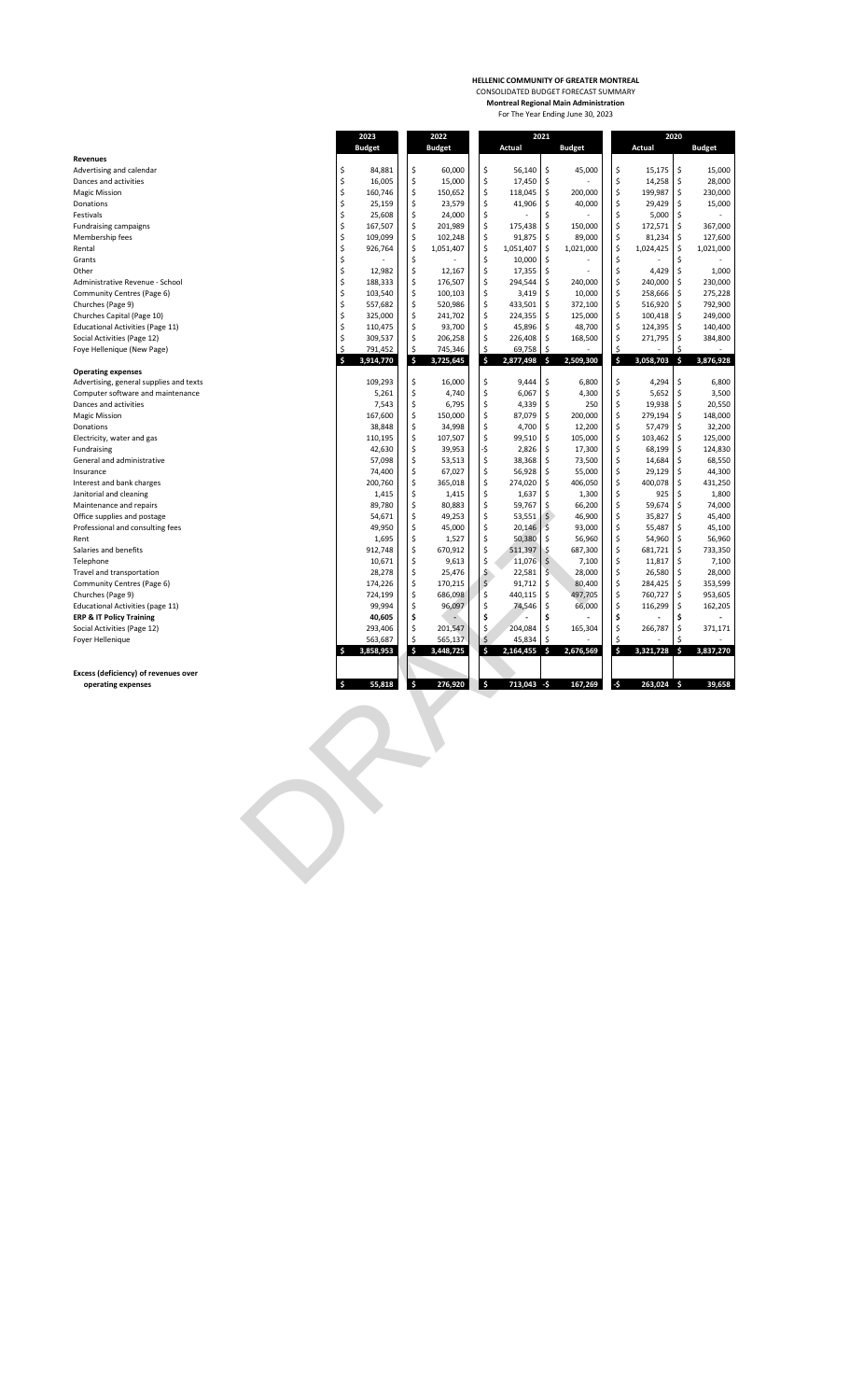**HELLENIC COMMUNITY OF GREATER MONTREAL**

CONSOLIDATED BUDGET FORECAST SUMMARY

**Montreal Regional Main Administration**

For The Year Ending June 30, 2023

| | 2023 | 2022 | 2021 | | 2020 | |
|---|---|---|---|---|---|---|
| | **Budget** | **Budget** | **Actual** | **Budget** | **Actual** | **Budget** |
| **Revenues** | | | | | | |
| Advertising and calendar | $ 84,881 | $ 60,000 | $ 56,140 | $ 45,000 | $ 15,175 | $ 15,000 |
| Dances and activities | $ 16,005 | $ 15,000 | $ 17,450 | $ - | $ 14,258 | $ 28,000 |
| Magic Mission | $ 160,746 | $ 150,652 | $ 118,045 | $ 200,000 | $ 199,987 | $ 230,000 |
| Donations | $ 25,159 | $ 23,579 | $ 41,906 | $ 40,000 | $ 29,429 | $ 15,000 |
| Festivals | $ 25,608 | $ 24,000 | $ - | $ - | $ 5,000 | $ - |
| Fundraising campaigns | $ 167,507 | $ 201,989 | $ 175,438 | $ 150,000 | $ 172,571 | $ 367,000 |
| Membership fees | $ 109,099 | $ 102,248 | $ 91,875 | $ 89,000 | $ 81,234 | $ 127,600 |
| Rental | $ 926,764 | $ 1,051,407 | $ 1,051,407 | $ 1,021,000 | $ 1,024,425 | $ 1,021,000 |
| Grants | $ - | $ - | $ 10,000 | $ - | $ - | $ - |
| Other | $ 12,982 | $ 12,167 | $ 17,355 | $ - | $ 4,429 | $ 1,000 |
| Administrative Revenue - School | $ 188,333 | $ 176,507 | $ 294,544 | $ 240,000 | $ 240,000 | $ 230,000 |
| Community Centres (Page 6) | $ 103,540 | $ 100,103 | $ 3,419 | $ 10,000 | $ 258,666 | $ 275,228 |
| Churches (Page 9) | $ 557,682 | $ 520,986 | $ 433,501 | $ 372,100 | $ 516,920 | $ 792,900 |
| Churches Capital (Page 10) | $ 325,000 | $ 241,702 | $ 224,355 | $ 125,000 | $ 100,418 | $ 249,000 |
| Educational Activities (Page 11) | $ 110,475 | $ 93,700 | $ 45,896 | $ 48,700 | $ 124,395 | $ 140,400 |
| Social Activities (Page 12) | $ 309,537 | $ 206,258 | $ 226,408 | $ 168,500 | $ 271,795 | $ 384,800 |
| Foye Hellenique (New Page) | $ 791,452 | $ 745,346 | $ 69,758 | $ - | $ - | $ - |
| | **$ 3,914,770** | **$ 3,725,645** | **$ 2,877,498** | **$ 2,509,300** | **$ 3,058,703** | **$ 3,876,928** |
| **Operating expenses** | | | | | | |
| Advertising, general supplies and texts | 109,293 | $ 16,000 | $ 9,444 | $ 6,800 | $ 4,294 | $ 6,800 |
| Computer software and maintenance | 5,261 | $ 4,740 | $ 6,067 | $ 4,300 | $ 5,652 | $ 3,500 |
| Dances and activities | 7,543 | $ 6,795 | $ 4,339 | $ 250 | $ 19,938 | $ 20,550 |
| Magic Mission | 167,600 | $ 150,000 | $ 87,079 | $ 200,000 | $ 279,194 | $ 148,000 |
| Donations | 38,848 | $ 34,998 | $ 4,700 | $ 12,200 | $ 57,479 | $ 32,200 |
| Electricity, water and gas | 110,195 | $ 107,507 | $ 99,510 | $ 105,000 | $ 103,462 | $ 125,000 |
| Fundraising | 42,630 | $ 39,953 | -$ 2,826 | $ 17,300 | $ 68,199 | $ 124,830 |
| General and administrative | 57,098 | $ 53,513 | $ 38,368 | $ 73,500 | $ 14,684 | $ 68,550 |
| Insurance | 74,400 | $ 67,027 | $ 56,928 | $ 55,000 | $ 29,129 | $ 44,300 |
| Interest and bank charges | 200,760 | $ 365,018 | $ 274,020 | $ 406,050 | $ 400,078 | $ 431,250 |
| Janitorial and cleaning | 1,415 | $ 1,415 | $ 1,637 | $ 1,300 | $ 925 | $ 1,800 |
| Maintenance and repairs | 89,780 | $ 80,883 | $ 59,767 | $ 66,200 | $ 59,674 | $ 74,000 |
| Office supplies and postage | 54,671 | $ 49,253 | $ 53,551 | $ 46,900 | $ 35,827 | $ 45,400 |
| Professional and consulting fees | 49,950 | $ 45,000 | $ 20,146 | $ 93,000 | $ 55,487 | $ 45,100 |
| Rent | 1,695 | $ 1,527 | $ 50,380 | $ 56,960 | $ 54,960 | $ 56,960 |
| Salaries and benefits | 912,748 | $ 670,912 | $ 511,397 | $ 687,300 | $ 681,721 | $ 733,350 |
| Telephone | 10,671 | $ 9,613 | $ 11,076 | $ 7,100 | $ 11,817 | $ 7,100 |
| Travel and transportation | 28,278 | $ 25,476 | $ 22,581 | $ 28,000 | $ 26,580 | $ 28,000 |
| Community Centres (Page 6) | 174,226 | $ 170,215 | $ 91,712 | $ 80,400 | $ 284,425 | $ 353,599 |
| Churches (Page 9) | 724,199 | $ 686,098 | $ 440,115 | $ 497,705 | $ 760,727 | $ 953,605 |
| Educational Activities (page 11) | 99,994 | $ 96,097 | $ 74,546 | $ 66,000 | $ 116,299 | $ 162,205 |
| **ERP & IT Policy Training** | **40,605** | **$ -** | **$ -** | **$ -** | **$ -** | **$ -** |
| Social Activities (Page 12) | 293,406 | $ 201,547 | $ 204,084 | $ 165,304 | $ 266,787 | $ 371,171 |
| Foyer Hellenique | 563,687 | $ 565,137 | $ 45,834 | $ - | $ - | $ - |
| | **$ 3,858,953** | **$ 3,448,725** | **$ 2,164,455** | **$ 2,676,569** | **$ 3,321,728** | **$ 3,837,270** |
| **Excess (deficiency) of revenues over operating expenses** | **$ 55,818** | **$ 276,920** | **$ 713,043** | **-$ 167,269** | **-$ 263,024** | **$ 39,658** |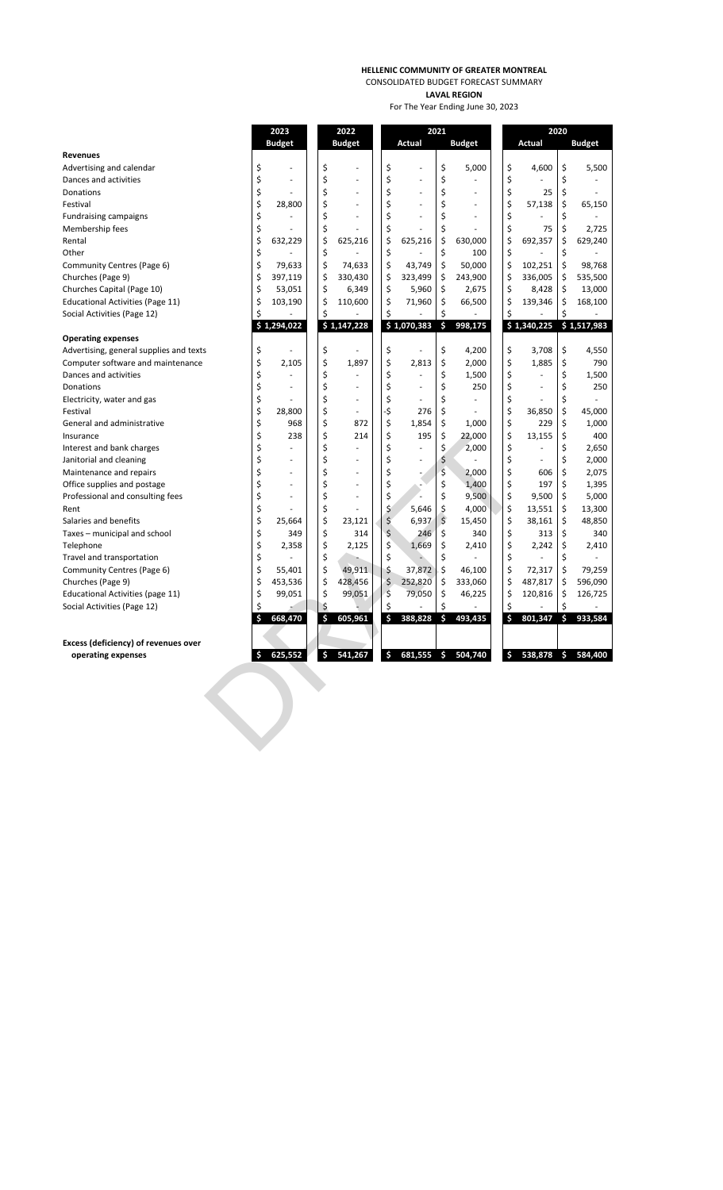**HELLENIC COMMUNITY OF GREATER MONTREAL**

CONSOLIDATED BUDGET FORECAST SUMMARY

**LAVAL REGION**

For The Year Ending June 30, 2023

| | 2023 | 2022 | 2021 | | 2020 | |
|---|---|---|---|---|---|---|
| | **Budget** | **Budget** | **Actual** | **Budget** | **Actual** | **Budget** |
| **Revenues** | | | | | | |
| Advertising and calendar | $ - | $ - | $ - | $ 5,000 | $ 4,600 | $ 5,500 |
| Dances and activities | $ - | $ - | $ - | $ - | $ - | $ - |
| Donations | $ - | $ - | $ - | $ - | $ 25 | $ - |
| Festival | $ 28,800 | $ - | $ - | $ - | $ 57,138 | $ 65,150 |
| Fundraising campaigns | $ - | $ - | $ - | $ - | $ - | $ - |
| Membership fees | $ - | $ - | $ - | $ - | $ 75 | $ 2,725 |
| Rental | $ 632,229 | $ 625,216 | $ 625,216 | $ 630,000 | $ 692,357 | $ 629,240 |
| Other | $ - | $ - | $ - | $ 100 | $ - | $ - |
| Community Centres (Page 6) | $ 79,633 | $ 74,633 | $ 43,749 | $ 50,000 | $ 102,251 | $ 98,768 |
| Churches (Page 9) | $ 397,119 | $ 330,430 | $ 323,499 | $ 243,900 | $ 336,005 | $ 535,500 |
| Churches Capital (Page 10) | $ 53,051 | $ 6,349 | $ 5,960 | $ 2,675 | $ 8,428 | $ 13,000 |
| Educational Activities (Page 11) | $ 103,190 | $ 110,600 | $ 71,960 | $ 66,500 | $ 139,346 | $ 168,100 |
| Social Activities (Page 12) | $ - | $ - | $ - | $ - | $ - | $ - |
| | $ 1,294,022 | $ 1,147,228 | $ 1,070,383 | $ 998,175 | $ 1,340,225 | $ 1,517,983 |
| **Operating expenses** | | | | | | |
| Advertising, general supplies and texts | $ - | $ - | $ - | $ 4,200 | $ 3,708 | $ 4,550 |
| Computer software and maintenance | $ 2,105 | $ 1,897 | $ 2,813 | $ 2,000 | $ 1,885 | $ 790 |
| Dances and activities | $ - | $ - | $ - | $ 1,500 | $ - | $ 1,500 |
| Donations | $ - | $ - | $ - | $ 250 | $ - | $ 250 |
| Electricity, water and gas | $ - | $ - | $ - | $ - | $ - | $ - |
| Festival | $ 28,800 | $ - | -$ 276 | $ - | $ 36,850 | $ 45,000 |
| General and administrative | $ 968 | $ 872 | $ 1,854 | $ 1,000 | $ 229 | $ 1,000 |
| Insurance | $ 238 | $ 214 | $ 195 | $ 22,000 | $ 13,155 | $ 400 |
| Interest and bank charges | $ - | $ - | $ - | $ 2,000 | $ - | $ 2,650 |
| Janitorial and cleaning | $ - | $ - | $ - | $ - | $ - | $ 2,000 |
| Maintenance and repairs | $ - | $ - | $ - | $ 2,000 | $ 606 | $ 2,075 |
| Office supplies and postage | $ - | $ - | $ - | $ 1,400 | $ 197 | $ 1,395 |
| Professional and consulting fees | $ - | $ - | $ - | $ 9,500 | $ 9,500 | $ 5,000 |
| Rent | $ - | $ - | $ 5,646 | $ 4,000 | $ 13,551 | $ 13,300 |
| Salaries and benefits | $ 25,664 | $ 23,121 | $ 6,937 | $ 15,450 | $ 38,161 | $ 48,850 |
| Taxes – municipal and school | $ 349 | $ 314 | $ 246 | $ 340 | $ 313 | $ 340 |
| Telephone | $ 2,358 | $ 2,125 | $ 1,669 | $ 2,410 | $ 2,242 | $ 2,410 |
| Travel and transportation | $ - | $ - | $ - | $ - | $ - | $ - |
| Community Centres (Page 6) | $ 55,401 | $ 49,911 | $ 37,872 | $ 46,100 | $ 72,317 | $ 79,259 |
| Churches (Page 9) | $ 453,536 | $ 428,456 | $ 252,820 | $ 333,060 | $ 487,817 | $ 596,090 |
| Educational Activities (page 11) | $ 99,051 | $ 99,051 | $ 79,050 | $ 46,225 | $ 120,816 | $ 126,725 |
| Social Activities (Page 12) | $ - | $ - | $ - | $ - | $ - | $ - |
| | $ 668,470 | $ 605,961 | $ 388,828 | $ 493,435 | $ 801,347 | $ 933,584 |
| **Excess (deficiency) of revenues over operating expenses** | $ 625,552 | $ 541,267 | $ 681,555 | $ 504,740 | $ 538,878 | $ 584,400 |

DRAFT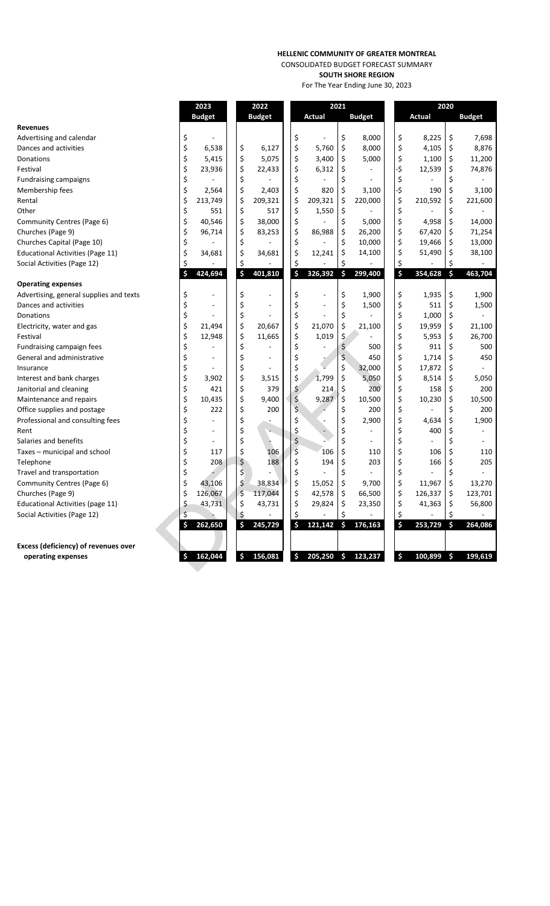**HELLENIC COMMUNITY OF GREATER MONTREAL**

CONSOLIDATED BUDGET FORECAST SUMMARY

**SOUTH SHORE REGION**

For The Year Ending June 30, 2023

| | 2023 | 2022 | 2021 | | 2020 | |
|---|---|---|---|---|---|---|
| | Budget | Budget | Actual | Budget | Actual | Budget |
| **Revenues** | | | | | | |
| Advertising and calendar | $ - | | $ - | $ 8,000 | $ 8,225 | $ 7,698 |
| Dances and activities | $ 6,538 | $ 6,127 | $ 5,760 | $ 8,000 | $ 4,105 | $ 8,876 |
| Donations | $ 5,415 | $ 5,075 | $ 3,400 | $ 5,000 | $ 1,100 | $ 11,200 |
| Festival | $ 23,936 | $ 22,433 | $ 6,312 | $ - | -$ 12,539 | $ 74,876 |
| Fundraising campaigns | $ - | $ - | $ - | $ - | $ - | $ - |
| Membership fees | $ 2,564 | $ 2,403 | $ 820 | $ 3,100 | -$ 190 | $ 3,100 |
| Rental | $ 213,749 | $ 209,321 | $ 209,321 | $ 220,000 | $ 210,592 | $ 221,600 |
| Other | $ 551 | $ 517 | $ 1,550 | $ - | $ - | $ - |
| Community Centres (Page 6) | $ 40,546 | $ 38,000 | $ - | $ 5,000 | $ 4,958 | $ 14,000 |
| Churches (Page 9) | $ 96,714 | $ 83,253 | $ 86,988 | $ 26,200 | $ 67,420 | $ 71,254 |
| Churches Capital (Page 10) | $ - | $ - | $ - | $ 10,000 | $ 19,466 | $ 13,000 |
| Educational Activities (Page 11) | $ 34,681 | $ 34,681 | $ 12,241 | $ 14,100 | $ 51,490 | $ 38,100 |
| Social Activities (Page 12) | $ - | $ - | $ - | $ - | $ - | $ - |
| | **$ 424,694** | **$ 401,810** | **$ 326,392** | **$ 299,400** | **$ 354,628** | **$ 463,704** |
| **Operating expenses** | | | | | | |
| Advertising, general supplies and texts | $ - | $ - | $ - | $ 1,900 | $ 1,935 | $ 1,900 |
| Dances and activities | $ - | $ - | $ - | $ 1,500 | $ 511 | $ 1,500 |
| Donations | $ - | $ - | $ - | $ - | $ 1,000 | $ - |
| Electricity, water and gas | $ 21,494 | $ 20,667 | $ 21,070 | $ 21,100 | $ 19,959 | $ 21,100 |
| Festival | $ 12,948 | $ 11,665 | $ 1,019 | $ - | $ 5,953 | $ 26,700 |
| Fundraising campaign fees | $ - | $ - | $ - | $ 500 | $ 911 | $ 500 |
| General and administrative | $ - | $ - | $ - | $ 450 | $ 1,714 | $ 450 |
| Insurance | $ - | $ - | $ - | $ 32,000 | $ 17,872 | $ - |
| Interest and bank charges | $ 3,902 | $ 3,515 | $ 1,799 | $ 5,050 | $ 8,514 | $ 5,050 |
| Janitorial and cleaning | $ 421 | $ 379 | $ 214 | $ 200 | $ 158 | $ 200 |
| Maintenance and repairs | $ 10,435 | $ 9,400 | $ 9,287 | $ 10,500 | $ 10,230 | $ 10,500 |
| Office supplies and postage | $ 222 | $ 200 | $ - | $ 200 | $ - | $ 200 |
| Professional and consulting fees | $ - | $ - | $ - | $ 2,900 | $ 4,634 | $ 1,900 |
| Rent | $ - | $ - | $ - | $ - | $ 400 | $ - |
| Salaries and benefits | $ - | $ - | $ - | $ - | $ - | $ - |
| Taxes – municipal and school | $ 117 | $ 106 | $ 106 | $ 110 | $ 106 | $ 110 |
| Telephone | $ 208 | $ 188 | $ 194 | $ 203 | $ 166 | $ 205 |
| Travel and transportation | $ - | $ - | $ - | $ - | $ - | $ - |
| Community Centres (Page 6) | $ 43,106 | $ 38,834 | $ 15,052 | $ 9,700 | $ 11,967 | $ 13,270 |
| Churches (Page 9) | $ 126,067 | $ 117,044 | $ 42,578 | $ 66,500 | $ 126,337 | $ 123,701 |
| Educational Activities (page 11) | $ 43,731 | $ 43,731 | $ 29,824 | $ 23,350 | $ 41,363 | $ 56,800 |
| Social Activities (Page 12) | $ - | $ - | $ - | $ - | $ - | $ - |
| | **$ 262,650** | **$ 245,729** | **$ 121,142** | **$ 176,163** | **$ 253,729** | **$ 264,086** |
| **Excess (deficiency) of revenues over operating expenses** | **$ 162,044** | **$ 156,081** | **$ 205,250** | **$ 123,237** | **$ 100,899** | **$ 199,619** |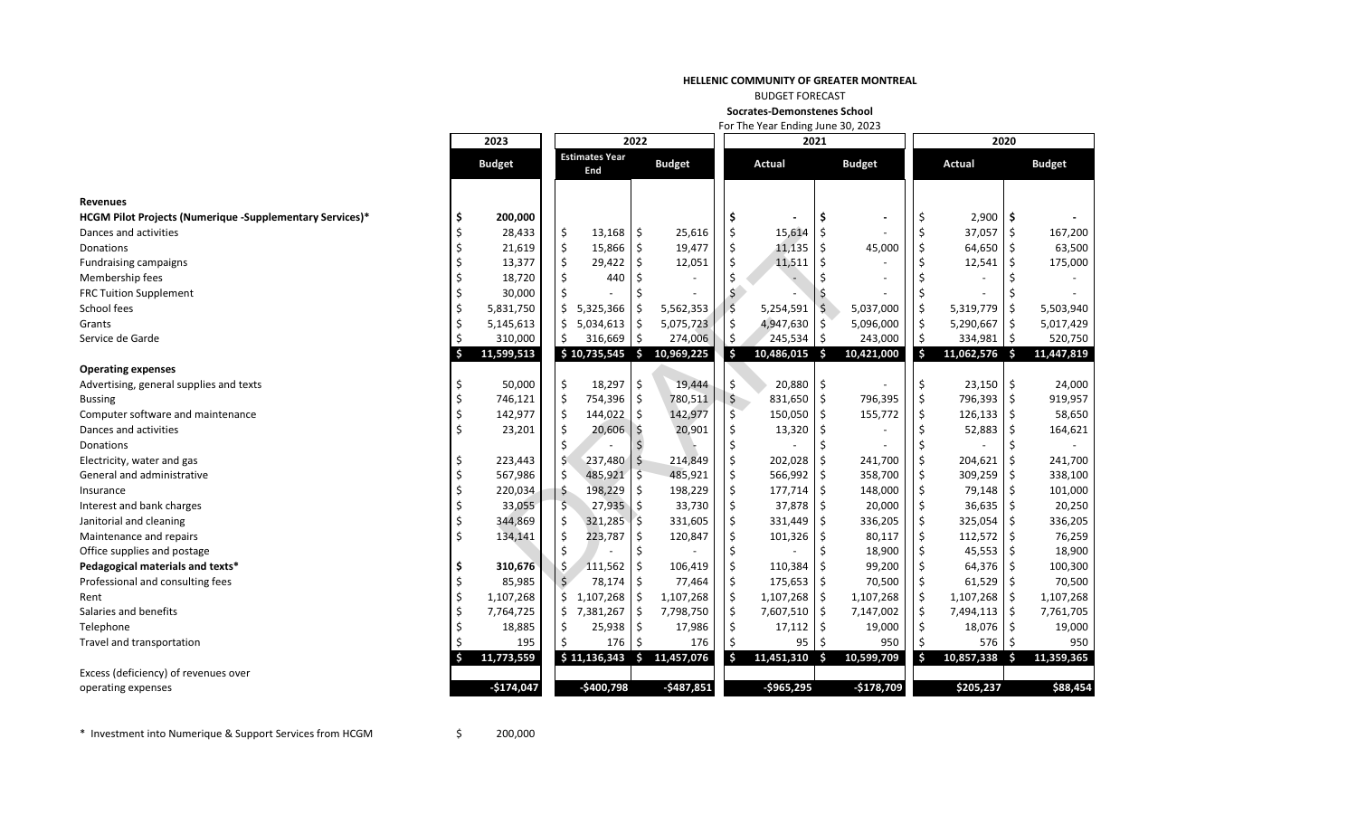**HELLENIC COMMUNITY OF GREATER MONTREAL**

BUDGET FORECAST

**Socrates-Demonstenes School**

For The Year Ending June 30, 2023

| | 2023 | 2022 | | 2021 | | 2020 | |
|---|---|---|---|---|---|---|---|
| | Budget | Estimates Year End | Budget | Actual | Budget | Actual | Budget |
| **Revenues** | | | | | | | |
| **HCGM Pilot Projects (Numerique -Supplementary Services)*** | **$ 200,000** | | | $ - | $ - | $ 2,900 | $ - |
| Dances and activities | $ 28,433 | $ 13,168 | $ 25,616 | $ 15,614 | $ - | $ 37,057 | $ 167,200 |
| Donations | $ 21,619 | $ 15,866 | $ 19,477 | $ 11,135 | $ 45,000 | $ 64,650 | $ 63,500 |
| Fundraising campaigns | $ 13,377 | $ 29,422 | $ 12,051 | $ 11,511 | $ - | $ 12,541 | $ 175,000 |
| Membership fees | $ 18,720 | $ 440 | $ - | $ - | $ - | $ - | $ - |
| FRC Tuition Supplement | $ 30,000 | $ - | $ - | $ - | $ - | $ - | $ - |
| School fees | $ 5,831,750 | $ 5,325,366 | $ 5,562,353 | $ 5,254,591 | $ 5,037,000 | $ 5,319,779 | $ 5,503,940 |
| Grants | $ 5,145,613 | $ 5,034,613 | $ 5,075,723 | $ 4,947,630 | $ 5,096,000 | $ 5,290,667 | $ 5,017,429 |
| Service de Garde | $ 310,000 | $ 316,669 | $ 274,006 | $ 245,534 | $ 243,000 | $ 334,981 | $ 520,750 |
| | **$ 11,599,513** | **$ 10,735,545** | **$ 10,969,225** | **$ 10,486,015** | **$ 10,421,000** | **$ 11,062,576** | **$ 11,447,819** |
| **Operating expenses** | | | | | | | |
| Advertising, general supplies and texts | $ 50,000 | $ 18,297 | $ 19,444 | $ 20,880 | $ - | $ 23,150 | $ 24,000 |
| Bussing | $ 746,121 | $ 754,396 | $ 780,511 | $ 831,650 | $ 796,395 | $ 796,393 | $ 919,957 |
| Computer software and maintenance | $ 142,977 | $ 144,022 | $ 142,977 | $ 150,050 | $ 155,772 | $ 126,133 | $ 58,650 |
| Dances and activities | $ 23,201 | $ 20,606 | $ 20,901 | $ 13,320 | $ - | $ 52,883 | $ 164,621 |
| Donations | | $ - | $ - | $ - | $ - | $ - | $ - |
| Electricity, water and gas | $ 223,443 | $ 237,480 | $ 214,849 | $ 202,028 | $ 241,700 | $ 204,621 | $ 241,700 |
| General and administrative | $ 567,986 | $ 485,921 | $ 485,921 | $ 566,992 | $ 358,700 | $ 309,259 | $ 338,100 |
| Insurance | $ 220,034 | $ 198,229 | $ 198,229 | $ 177,714 | $ 148,000 | $ 79,148 | $ 101,000 |
| Interest and bank charges | $ 33,055 | $ 27,935 | $ 33,730 | $ 37,878 | $ 20,000 | $ 36,635 | $ 20,250 |
| Janitorial and cleaning | $ 344,869 | $ 321,285 | $ 331,605 | $ 331,449 | $ 336,205 | $ 325,054 | $ 336,205 |
| Maintenance and repairs | $ 134,141 | $ 223,787 | $ 120,847 | $ 101,326 | $ 80,117 | $ 112,572 | $ 76,259 |
| Office supplies and postage | | $ - | $ - | $ - | $ 18,900 | $ 45,553 | $ 18,900 |
| **Pedagogical materials and texts*** | **$ 310,676** | $ 111,562 | $ 106,419 | $ 110,384 | $ 99,200 | $ 64,376 | $ 100,300 |
| Professional and consulting fees | $ 85,985 | $ 78,174 | $ 77,464 | $ 175,653 | $ 70,500 | $ 61,529 | $ 70,500 |
| Rent | $ 1,107,268 | $ 1,107,268 | $ 1,107,268 | $ 1,107,268 | $ 1,107,268 | $ 1,107,268 | $ 1,107,268 |
| Salaries and benefits | $ 7,764,725 | $ 7,381,267 | $ 7,798,750 | $ 7,607,510 | $ 7,147,002 | $ 7,494,113 | $ 7,761,705 |
| Telephone | $ 18,885 | $ 25,938 | $ 17,986 | $ 17,112 | $ 19,000 | $ 18,076 | $ 19,000 |
| Travel and transportation | $ 195 | $ 176 | $ 176 | $ 95 | $ 950 | $ 576 | $ 950 |
| | **$ 11,773,559** | **$ 11,136,343** | **$ 11,457,076** | **$ 11,451,310** | **$ 10,599,709** | **$ 10,857,338** | **$ 11,359,365** |
| Excess (deficiency) of revenues over operating expenses | **-$174,047** | **-$400,798** | **-$487,851** | **-$965,295** | **-$178,709** | **$205,237** | **$88,454** |

\* Investment into Numerique & Support Services from HCGM $ 200,000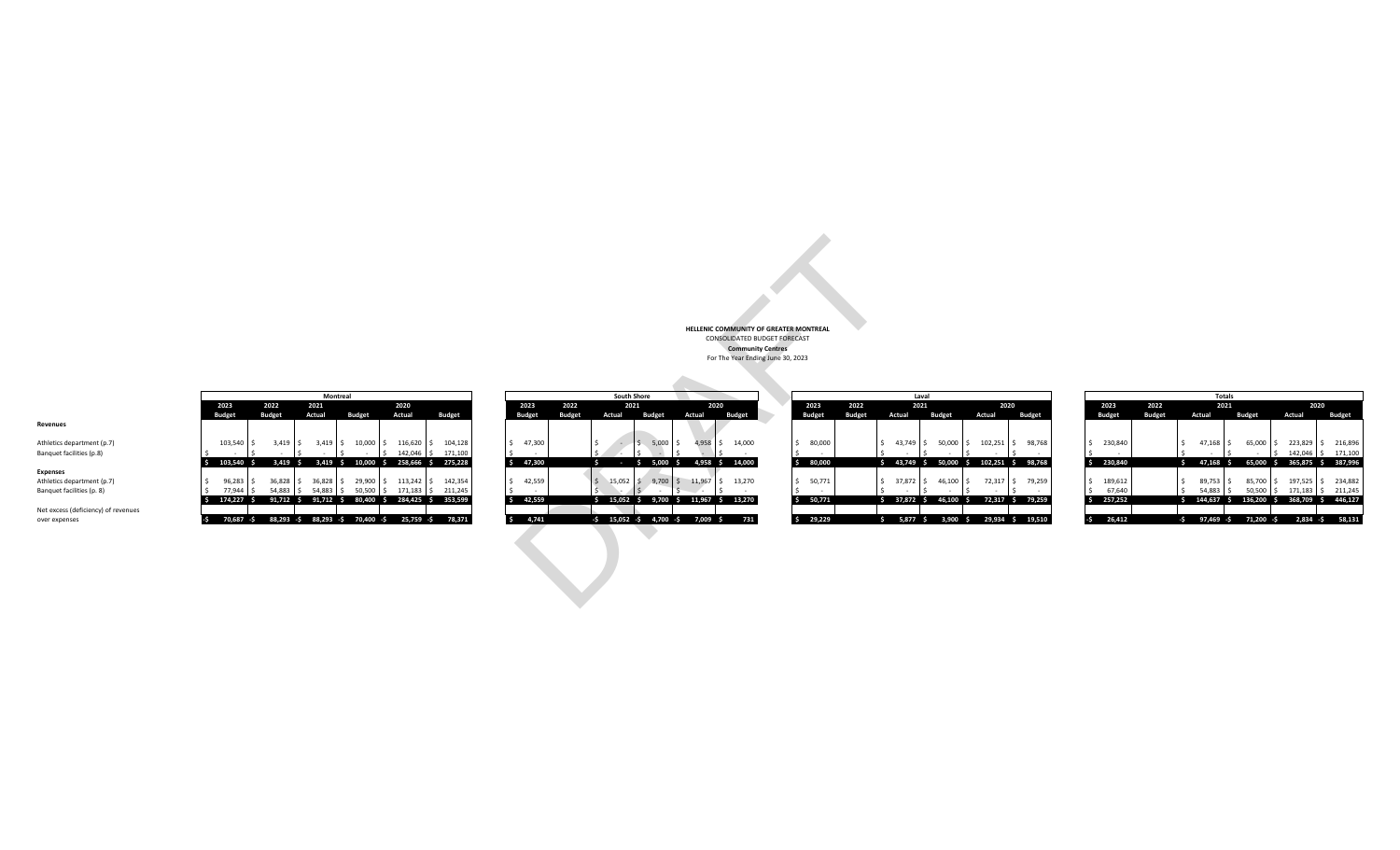**HELLENIC COMMUNITY OF GREATER MONTREAL**
CONSOLIDATED BUDGET FORECAST
**Community Centres**
For The Year Ending June 30, 2023

DRAFT

**Montreal**

| | 2023 Budget | 2022 Budget | 2021 Actual | 2021 Budget | 2020 Actual | 2020 Budget |
|---|---|---|---|---|---|---|
| **Revenues** | | | | | | |
| Athletics department (p.7) | 103,540 | $ 3,419 | $ 3,419 | $ 10,000 | $ 116,620 | $ 104,128 |
| Banquet facilities (p.8) | $ - | $ - | $ - | $ - | $ 142,046 | $ 171,100 |
| | $ 103,540 | $ 3,419 | $ 3,419 | $ 10,000 | $ 258,666 | $ 275,228 |
| **Expenses** | | | | | | |
| Athletics department (p.7) | $ 96,283 | $ 36,828 | $ 36,828 | $ 29,900 | $ 113,242 | $ 142,354 |
| Banquet facilities (p. 8) | $ 77,944 | $ 54,883 | $ 54,883 | $ 50,500 | $ 171,183 | $ 211,245 |
| | $ 174,227 | $ 91,712 | $ 91,712 | $ 80,400 | $ 284,425 | $ 353,599 |
| Net excess (deficiency) of revenues over expenses | -$ 70,687 | -$ 88,293 | -$ 88,293 | -$ 70,400 | -$ 25,759 | -$ 78,371 |

**South Shore**

| | 2023 Budget | 2022 Budget | 2021 Actual | 2021 Budget | 2020 Actual | 2020 Budget |
|---|---|---|---|---|---|---|
| **Revenues** | | | | | | |
| Athletics department (p.7) | $ 47,300 | | $ - | $ 5,000 | $ 4,958 | $ 14,000 |
| Banquet facilities (p.8) | $ - | | $ - | $ - | $ - | $ - |
| | $ 47,300 | | $ - | $ 5,000 | $ 4,958 | $ 14,000 |
| **Expenses** | | | | | | |
| Athletics department (p.7) | $ 42,559 | | $ 15,052 | $ 9,700 | $ 11,967 | $ 13,270 |
| Banquet facilities (p. 8) | $ - | | $ - | $ - | $ - | $ - |
| | $ 42,559 | | $ 15,052 | $ 9,700 | $ 11,967 | $ 13,270 |
| Net excess (deficiency) of revenues over expenses | $ 4,741 | | -$ 15,052 | -$ 4,700 | -$ 7,009 | $ 731 |

**Laval**

| | 2023 Budget | 2022 Budget | 2021 Actual | 2021 Budget | 2020 Actual | 2020 Budget |
|---|---|---|---|---|---|---|
| **Revenues** | | | | | | |
| Athletics department (p.7) | $ 80,000 | | $ 43,749 | $ 50,000 | $ 102,251 | $ 98,768 |
| Banquet facilities (p.8) | $ - | | $ - | $ - | $ - | $ - |
| | $ 80,000 | | $ 43,749 | $ 50,000 | $ 102,251 | $ 98,768 |
| **Expenses** | | | | | | |
| Athletics department (p.7) | $ 50,771 | | $ 37,872 | $ 46,100 | $ 72,317 | $ 79,259 |
| Banquet facilities (p. 8) | $ - | | $ - | $ - | $ - | $ - |
| | $ 50,771 | | $ 37,872 | $ 46,100 | $ 72,317 | $ 79,259 |
| Net excess (deficiency) of revenues over expenses | $ 29,229 | | $ 5,877 | $ 3,900 | $ 29,934 | $ 19,510 |

**Totals**

| | 2023 Budget | 2022 Budget | 2021 Actual | 2021 Budget | 2020 Actual | 2020 Budget |
|---|---|---|---|---|---|---|
| **Revenues** | | | | | | |
| Athletics department (p.7) | $ 230,840 | | $ 47,168 | $ 65,000 | $ 223,829 | $ 216,896 |
| Banquet facilities (p.8) | $ - | | $ - | $ - | $ 142,046 | $ 171,100 |
| | $ 230,840 | | $ 47,168 | $ 65,000 | $ 365,875 | $ 387,996 |
| **Expenses** | | | | | | |
| Athletics department (p.7) | $ 189,612 | | $ 89,753 | $ 85,700 | $ 197,525 | $ 234,882 |
| Banquet facilities (p. 8) | $ 67,640 | | $ 54,883 | $ 50,500 | $ 171,183 | $ 211,245 |
| | $ 257,252 | | $ 144,637 | $ 136,200 | $ 368,709 | $ 446,127 |
| Net excess (deficiency) of revenues over expenses | -$ 26,412 | | -$ 97,469 | -$ 71,200 | -$ 2,834 | -$ 58,131 |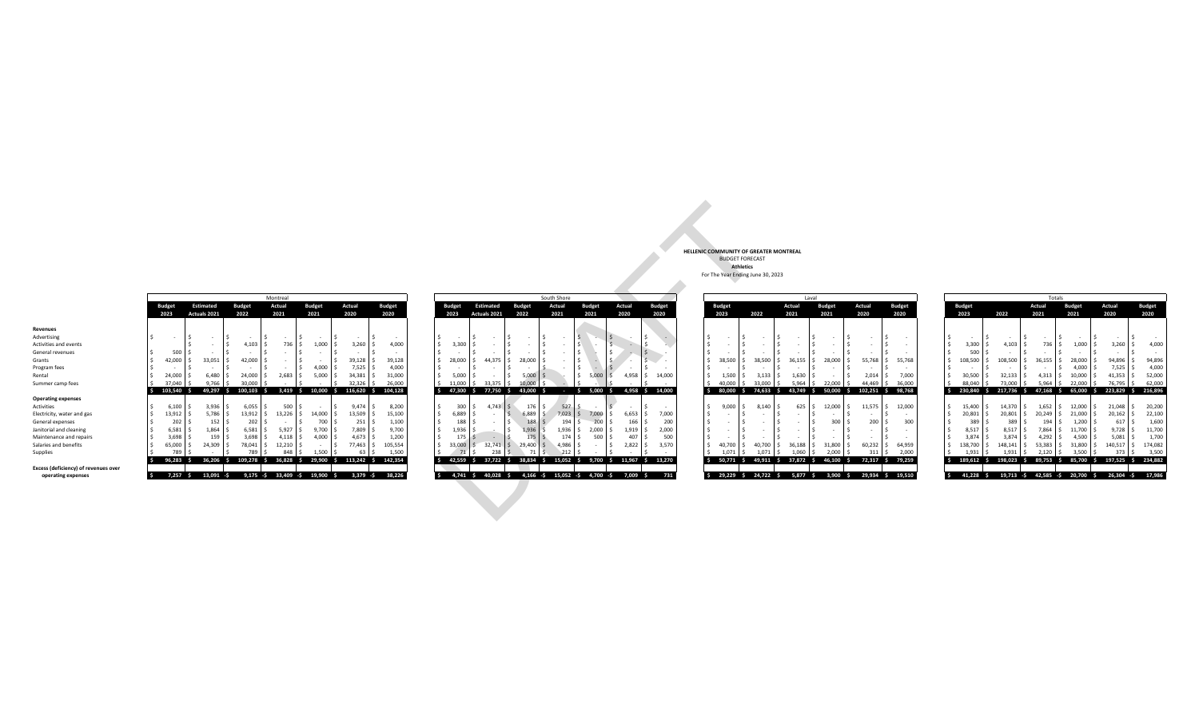**HELLENIC COMMUNITY OF GREATER MONTREAL**
BUDGET FORECAST
**Athletics**
For The Year Ending June 30, 2023

DRAFT

| | Montreal | | | | | | | South Shore | | | | | | | Laval | | | | | | | Totals | | | | | | |
|---|---|---|---|---|---|---|---|---|---|---|---|---|---|---|---|---|---|---|---|---|---|---|---|---|---|---|---|---|
| | Budget 2023 | Estimated Actuals 2021 | Budget 2022 | Actual 2021 | Budget 2021 | Actual 2020 | Budget 2020 | Budget 2023 | Estimated Actuals 2021 | Budget 2022 | Actual 2021 | Budget 2021 | Actual 2020 | Budget 2020 | Budget 2023 | 2022 | Actual 2021 | Budget 2021 | Actual 2020 | Budget 2020 | | Budget 2023 | 2022 | Actual 2021 | Budget 2021 | Actual 2020 | Budget 2020 | |
| **Revenues** | | | | | | | | | | | | | | | | | | | | | | | | | | | | |
| Advertising | $ - | $ - | $ - | $ - | $ - | $ - | $ - | $ - | $ - | $ - | $ - | $ - | $ - | $ - | $ - | $ - | $ - | $ - | $ - | $ - | | $ - | $ - | $ - | $ - | $ - | $ - | |
| Activities and events | | $ - | $ 4,103 | $ 736 | $ 1,000 | $ 3,260 | $ 4,000 | $ 3,300 | $ - | $ - | $ - | $ - | $ - | $ - | $ - | $ - | $ - | $ - | $ - | $ - | | $ 3,300 | $ 4,103 | $ 736 | $ 1,000 | $ 3,260 | $ 4,000 | |
| General revenues | $ 500 | $ - | $ - | $ - | $ - | $ - | $ - | $ - | $ - | $ - | $ - | $ - | $ - | $ - | $ - | $ - | $ - | $ - | $ - | $ - | | $ 500 | $ - | $ - | $ - | $ - | $ - | |
| Grants | $ 42,000 | $ 33,051 | $ 42,000 | $ - | $ - | $ 39,128 | $ 39,128 | $ 28,000 | $ 44,375 | $ 28,000 | $ - | $ - | $ - | $ - | $ 38,500 | $ 38,500 | $ 36,155 | $ 28,000 | $ 55,768 | $ 55,768 | | $ 108,500 | $ 108,500 | $ 36,155 | $ 28,000 | $ 94,896 | $ 94,896 | |
| Program fees | $ - | $ - | $ - | $ - | $ 4,000 | $ 7,525 | $ 4,000 | $ - | $ - | $ - | $ - | $ - | $ - | $ - | $ - | $ - | $ - | $ - | $ - | $ - | | $ - | $ - | $ - | $ 4,000 | $ 7,525 | $ 4,000 | |
| Rental | $ 24,000 | $ 6,480 | $ 24,000 | $ 2,683 | $ 5,000 | $ 34,381 | $ 31,000 | $ 5,000 | $ - | $ 5,000 | $ - | $ 5,000 | $ 4,958 | $ 14,000 | $ 1,500 | $ 3,133 | $ 1,630 | $ - | $ 2,014 | $ 7,000 | | $ 30,500 | $ 32,133 | $ 4,313 | $ 10,000 | $ 41,353 | $ 52,000 | |
| Summer camp fees | $ 37,040 | $ 9,766 | $ 30,000 | $ - | $ - | $ 32,326 | $ 26,000 | $ 11,000 | $ 33,375 | $ 10,000 | $ - | $ - | $ - | $ - | $ 40,000 | $ 33,000 | $ 5,964 | $ 22,000 | $ 44,469 | $ 36,000 | | $ 88,040 | $ 73,000 | $ 5,964 | $ 22,000 | $ 76,795 | $ 62,000 | |
| | **$ 103,540** | **$ 49,297** | **$ 100,103** | **$ 3,419** | **$ 10,000** | **$ 116,620** | **$ 104,128** | **$ 47,300** | **$ 77,750** | **$ 43,000** | **$ -** | **$ 5,000** | **$ 4,958** | **$ 14,000** | **$ 80,000** | **$ 74,633** | **$ 43,749** | **$ 50,000** | **$ 102,251** | **$ 98,768** | | **$ 230,840** | **$ 217,736** | **$ 47,168** | **$ 65,000** | **$ 223,829** | **$ 216,896** | |
| **Operating expenses** | | | | | | | | | | | | | | | | | | | | | | | | | | | | |
| Activities | $ 6,100 | $ 3,936 | $ 6,055 | $ 500 | $ - | $ 9,474 | $ 8,200 | $ 300 | $ 4,743 | $ 176 | $ 527 | $ - | $ - | $ - | $ 9,000 | $ 8,140 | $ 625 | $ 12,000 | $ 11,575 | $ 12,000 | | $ 15,400 | $ 14,370 | $ 1,652 | $ 12,000 | $ 21,048 | $ 20,200 | |
| Electricity, water and gas | $ 13,912 | $ 5,786 | $ 13,912 | $ 13,226 | $ 14,000 | $ 13,509 | $ 15,100 | $ 6,889 | $ - | $ 6,889 | $ 7,023 | $ 7,000 | $ 6,653 | $ 7,000 | $ - | $ - | $ - | $ - | $ - | $ - | | $ 20,801 | $ 20,801 | $ 20,249 | $ 21,000 | $ 20,162 | $ 22,100 | |
| General expenses | $ 202 | $ 152 | $ 202 | $ - | $ 700 | $ 251 | $ 1,100 | $ 188 | $ - | $ 188 | $ 194 | $ 200 | $ 166 | $ 200 | $ - | $ - | $ - | $ 300 | $ 200 | $ 300 | | $ 389 | $ 389 | $ 194 | $ 1,200 | $ 617 | $ 1,600 | |
| Janitorial and cleaning | $ 6,581 | $ 1,864 | $ 6,581 | $ 5,927 | $ 9,700 | $ 7,809 | $ 9,700 | $ 1,936 | $ - | $ 1,936 | $ 1,936 | $ 2,000 | $ 1,919 | $ 2,000 | $ - | $ - | $ - | $ - | $ - | $ - | | $ 8,517 | $ 8,517 | $ 7,864 | $ 11,700 | $ 9,728 | $ 11,700 | |
| Maintenance and repairs | $ 3,698 | $ 159 | $ 3,698 | $ 4,118 | $ 4,000 | $ 4,673 | $ 1,200 | $ 175 | $ - | $ 175 | $ 174 | $ 500 | $ 407 | $ 500 | $ - | $ - | $ - | $ - | $ - | $ - | | $ 3,874 | $ 3,874 | $ 4,292 | $ 4,500 | $ 5,081 | $ 1,700 | |
| Salaries and benefits | $ 65,000 | $ 24,309 | $ 78,041 | $ 12,210 | $ - | $ 77,463 | $ 105,554 | $ 33,000 | $ 32,741 | $ 29,400 | $ 4,986 | $ - | $ 2,822 | $ 3,570 | $ 40,700 | $ 40,700 | $ 36,188 | $ 31,800 | $ 60,232 | $ 64,959 | | $ 138,700 | $ 148,141 | $ 53,383 | $ 31,800 | $ 140,517 | $ 174,082 | |
| Supplies | $ 789 | $ - | $ 789 | $ 848 | $ 1,500 | $ 63 | $ 1,500 | $ 71 | $ 238 | $ 71 | $ 212 | $ - | $ - | $ - | $ 1,071 | $ 1,071 | $ 1,060 | $ 2,000 | $ 311 | $ 2,000 | | $ 1,931 | $ 1,931 | $ 2,120 | $ 3,500 | $ 373 | $ 3,500 | |
| | **$ 96,283** | **$ 36,206** | **$ 109,278** | **$ 36,828** | **$ 29,900** | **$ 113,242** | **$ 142,354** | **$ 42,559** | **$ 37,722** | **$ 38,834** | **$ 15,052** | **$ 9,700** | **$ 11,967** | **$ 13,270** | **$ 50,771** | **$ 49,911** | **$ 37,872** | **$ 46,100** | **$ 72,317** | **$ 79,259** | | **$ 189,612** | **$ 198,023** | **$ 89,753** | **$ 85,700** | **$ 197,525** | **$ 234,882** | |
| **Excess (deficiency) of revenues over operating expenses** | **$ 7,257** | **$ 13,091** | **-$ 9,175** | **-$ 33,409** | **-$ 19,900** | **$ 3,379** | **-$ 38,226** | **$ 4,741** | **$ 40,028** | **$ 4,166** | **-$ 15,052** | **-$ 4,700** | **-$ 7,009** | **$ 731** | **$ 29,229** | **$ 24,722** | **$ 5,877** | **$ 3,900** | **$ 29,934** | **$ 19,510** | | **$ 41,228** | **$ 19,713** | **-$ 42,585** | **-$ 20,700** | **$ 26,304** | **-$ 17,986** | |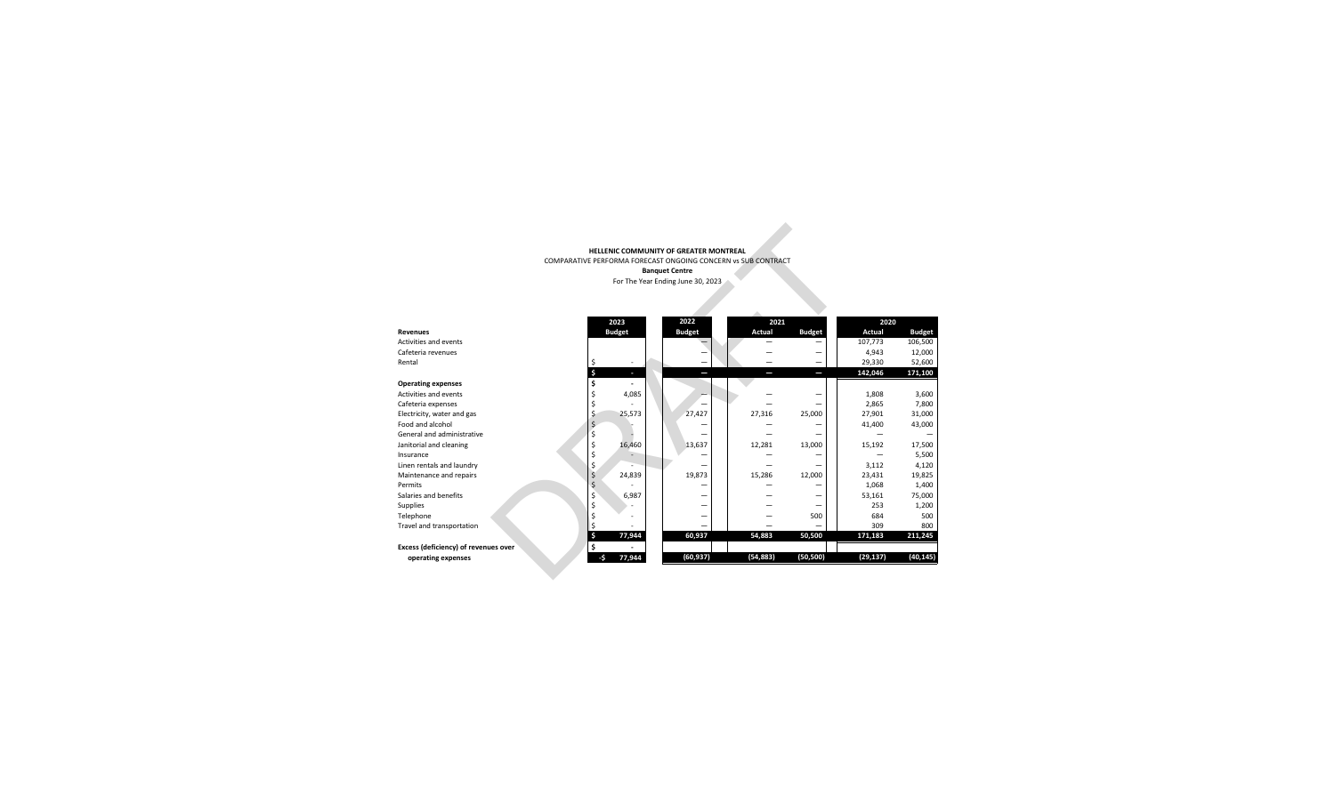**HELLENIC COMMUNITY OF GREATER MONTREAL**

COMPARATIVE PERFORMA FORECAST ONGOING CONCERN vs SUB CONTRACT

**Banquet Centre**

For The Year Ending June 30, 2023

DRAFT

| | 2023 | 2022 | 2021 | | 2020 | |
|---|---|---|---|---|---|---|
| | Budget | Budget | Actual | Budget | Actual | Budget |
| **Revenues** | | | | | | |
| Activities and events | | — | — | — | 107,773 | 106,500 |
| Cafeteria revenues | | — | — | — | 4,943 | 12,000 |
| Rental | $ - | — | — | — | 29,330 | 52,600 |
| | $ - | — | — | — | 142,046 | 171,100 |
| **Operating expenses** | $ - | | | | | |
| Activities and events | $ 4,085 | — | — | — | 1,808 | 3,600 |
| Cafeteria expenses | $ - | — | — | — | 2,865 | 7,800 |
| Electricity, water and gas | $ 25,573 | 27,427 | 27,316 | 25,000 | 27,901 | 31,000 |
| Food and alcohol | $ - | — | — | — | 41,400 | 43,000 |
| General and administrative | $ - | — | — | — | — | — |
| Janitorial and cleaning | $ 16,460 | 13,637 | 12,281 | 13,000 | 15,192 | 17,500 |
| Insurance | $ - | — | — | — | — | 5,500 |
| Linen rentals and laundry | $ - | — | — | — | 3,112 | 4,120 |
| Maintenance and repairs | $ 24,839 | 19,873 | 15,286 | 12,000 | 23,431 | 19,825 |
| Permits | $ - | — | — | — | 1,068 | 1,400 |
| Salaries and benefits | $ 6,987 | — | — | — | 53,161 | 75,000 |
| Supplies | $ - | — | — | — | 253 | 1,200 |
| Telephone | $ - | — | — | 500 | 684 | 500 |
| Travel and transportation | $ - | — | — | — | 309 | 800 |
| | $ 77,944 | 60,937 | 54,883 | 50,500 | 171,183 | 211,245 |
| **Excess (deficiency) of revenues over** | $ - | | | | | |
| **operating expenses** | -$ 77,944 | (60,937) | (54,883) | (50,500) | (29,137) | (40,145) |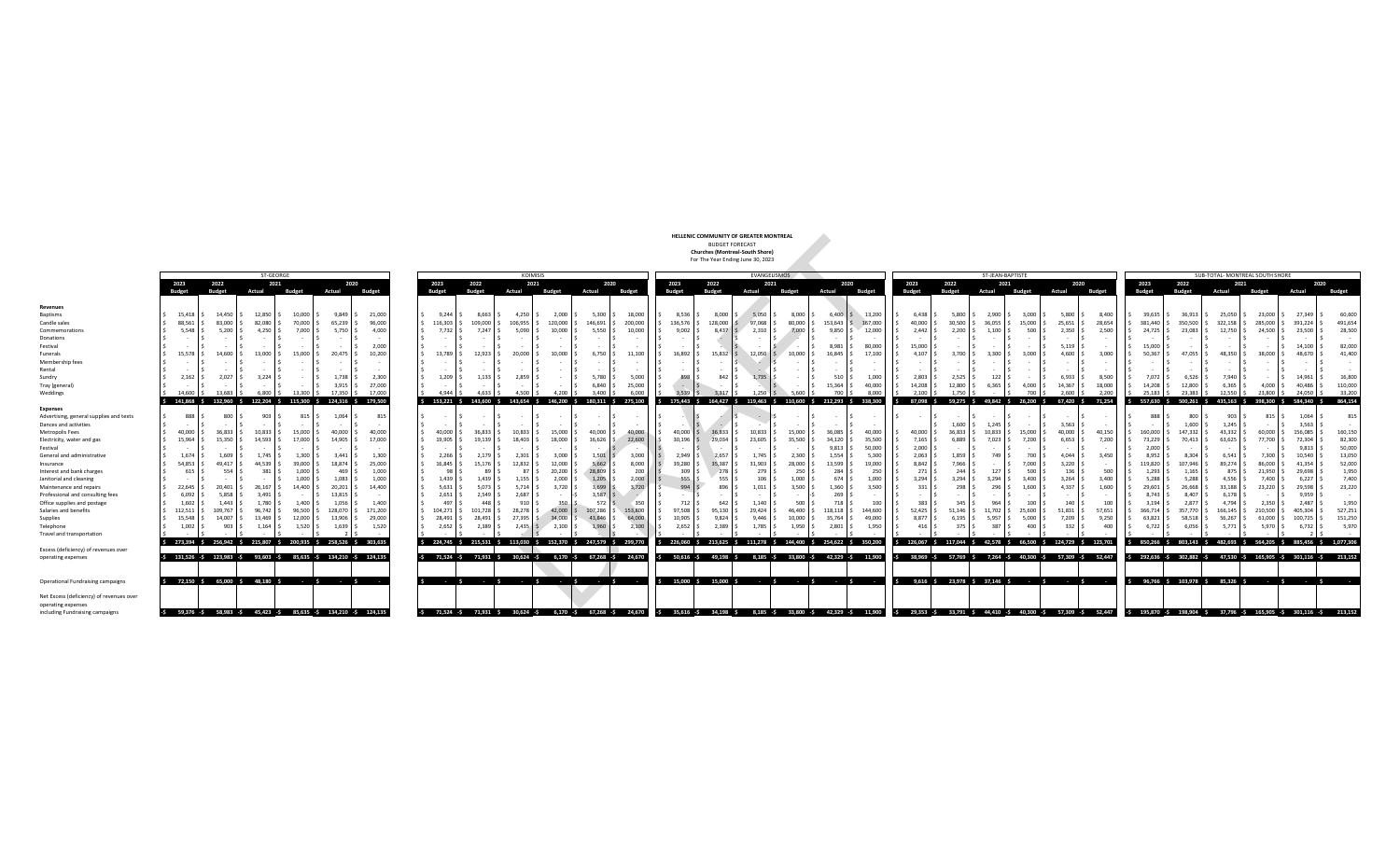**HELLENIC COMMUNITY OF GREATER MONTREAL**

BUDGET FORECAST

**Churches (Montreal-South Shore)**

For The Year Ending June 30, 2023

### ST-GEORGE

| | 2023 Budget | 2022 Budget | 2021 Actual | 2021 Budget | 2020 Actual | 2020 Budget |
|---|---|---|---|---|---|---|
| **Revenues** | | | | | | |
| Baptisms | $ 15,418 | $ 14,450 | $ 12,850 | $ 10,000 | $ 9,849 | $ 21,000 |
| Candle sales | $ 88,561 | $ 83,000 | $ 82,080 | $ 70,000 | $ 65,239 | $ 96,000 |
| Commemorations | $ 5,548 | $ 5,200 | $ 4,250 | $ 7,000 | $ 5,750 | $ 4,000 |
| Donations | $ - | $ - | $ - | $ - | $ - | $ - |
| Festival | $ - | $ - | $ - | $ - | $ - | $ 2,000 |
| Funerals | $ 15,578 | $ 14,600 | $ 13,000 | $ 15,000 | $ 20,475 | $ 10,200 |
| Membership fees | $ - | $ - | $ - | $ - | $ - | $ - |
| Rental | $ - | $ - | $ - | $ - | $ - | $ - |
| Sundry | $ 2,162 | $ 2,027 | $ 3,224 | $ - | $ 1,738 | $ 2,300 |
| Tray (general) | $ - | $ - | $ - | $ - | $ 3,915 | $ 27,000 |
| Weddings | $ 14,600 | $ 13,683 | $ 6,800 | $ 13,300 | $ 17,350 | $ 17,000 |
| | $ 141,868 | $ 132,960 | $ 122,204 | $ 115,300 | $ 124,316 | $ 179,500 |
| **Expenses** | | | | | | |
| Advertising, general supplies and texts | $ 888 | $ 800 | $ 903 | $ 815 | $ 1,064 | $ 815 |
| Dances and activities | $ - | $ - | $ - | $ - | $ - | $ - |
| Metropolis Fees | $ 40,000 | $ 36,833 | $ 10,833 | $ 15,000 | $ 40,000 | $ 40,000 |
| Electricity, water and gas | $ 15,964 | $ 15,350 | $ 14,593 | $ 17,000 | $ 14,905 | $ 17,000 |
| Festival | $ - | $ - | $ - | $ - | $ - | $ - |
| General and administrative | $ 1,674 | $ 1,609 | $ 1,745 | $ 1,300 | $ 3,441 | $ 1,300 |
| Insurance | $ 54,853 | $ 49,417 | $ 44,539 | $ 39,000 | $ 18,874 | $ 25,000 |
| Interest and bank charges | $ 615 | $ 554 | $ 381 | $ 1,000 | $ 469 | $ 1,000 |
| Janitorial and cleaning | $ - | $ - | $ - | $ 1,000 | $ 1,083 | $ 1,000 |
| Maintenance and repairs | $ 22,645 | $ 20,401 | $ 26,167 | $ 14,400 | $ 20,201 | $ 14,400 |
| Professional and consulting fees | $ 6,092 | $ 5,858 | $ 3,491 | $ - | $ 13,815 | $ - |
| Office supplies and postage | $ 1,602 | $ 1,443 | $ 1,780 | $ 1,400 | $ 1,056 | $ 1,400 |
| Salaries and benefits | $ 112,511 | $ 109,767 | $ 96,742 | $ 96,500 | $ 128,070 | $ 171,200 |
| Supplies | $ 15,548 | $ 14,007 | $ 13,469 | $ 12,000 | $ 13,906 | $ 29,000 |
| Telephone | $ 1,002 | $ 903 | $ 1,164 | $ 1,520 | $ 1,639 | $ 1,520 |
| Travel and transportation | $ - | $ - | $ - | $ - | $ 2 | $ - |
| | $ 273,394 | $ 256,942 | $ 215,807 | $ 200,935 | $ 258,526 | $ 303,635 |
| Excess (deficiency) of revenues over operating expenses | -$ 131,526 | -$ 123,983 | -$ 93,603 | -$ 85,635 | -$ 134,210 | -$ 124,135 |
| Operational Fundraising campaigns | $ 72,150 | $ 65,000 | $ 48,180 | $ - | $ - | $ - |
| Net Excess (deficiency) of revenues over operating expenses including Fundraising campaigns | -$ 59,376 | -$ 58,983 | -$ 45,423 | -$ 85,635 | -$ 134,210 | -$ 124,135 |

### KOIMISIS

| | 2023 Budget | 2022 Budget | 2021 Actual | 2021 Budget | 2020 Actual | 2020 Budget |
|---|---|---|---|---|---|---|
| **Revenues** | | | | | | |
| Baptisms | $ 9,244 | $ 8,663 | $ 4,250 | $ 2,000 | $ 5,300 | $ 18,000 |
| Candle sales | $ 116,303 | $ 109,000 | $ 106,955 | $ 120,000 | $ 146,691 | $ 200,000 |
| Commemorations | $ 7,732 | $ 7,247 | $ 5,090 | $ 10,000 | $ 5,550 | $ 10,000 |
| Donations | $ - | $ - | $ - | $ - | $ - | $ - |
| Festival | $ - | $ - | $ - | $ - | $ - | $ - |
| Funerals | $ 13,789 | $ 12,923 | $ 20,000 | $ 10,000 | $ 6,750 | $ 11,100 |
| Membership fees | $ - | $ - | $ - | $ - | $ - | $ - |
| Rental | $ - | $ - | $ - | $ - | $ - | $ - |
| Sundry | $ 1,209 | $ 1,133 | $ 2,859 | $ - | $ 5,780 | $ 5,000 |
| Tray (general) | $ - | $ - | $ - | $ - | $ 6,840 | $ 25,000 |
| Weddings | $ 4,944 | $ 4,633 | $ 4,500 | $ 4,200 | $ 3,400 | $ 6,000 |
| | $ 153,221 | $ 143,600 | $ 143,654 | $ 146,200 | $ 180,311 | $ 275,100 |
| **Expenses** | | | | | | |
| Advertising, general supplies and texts | $ - | $ - | $ - | $ - | $ - | $ - |
| Dances and activities | $ - | $ - | $ - | $ - | $ - | $ - |
| Metropolis Fees | $ 40,000 | $ 36,833 | $ 10,833 | $ 15,000 | $ 40,000 | $ 40,000 |
| Electricity, water and gas | $ 19,905 | $ 19,139 | $ 18,403 | $ 18,000 | $ 16,626 | $ 22,600 |
| Festival | $ - | $ - | $ - | $ - | $ - | $ - |
| General and administrative | $ 2,266 | $ 2,179 | $ 2,301 | $ 3,000 | $ 1,501 | $ 3,000 |
| Insurance | $ 16,845 | $ 15,176 | $ 12,832 | $ 12,000 | $ 5,662 | $ 8,000 |
| Interest and bank charges | $ 98 | $ 89 | $ 87 | $ 20,200 | $ 28,809 | $ 200 |
| Janitorial and cleaning | $ 1,439 | $ 1,439 | $ 1,155 | $ 2,000 | $ 1,205 | $ 2,000 |
| Maintenance and repairs | $ 5,631 | $ 5,073 | $ 5,714 | $ 3,720 | $ 3,699 | $ 3,720 |
| Professional and consulting fees | $ 2,651 | $ 2,549 | $ 2,687 | $ - | $ 3,587 | $ - |
| Office supplies and postage | $ 497 | $ 448 | $ 910 | $ 350 | $ 572 | $ 350 |
| Salaries and benefits | $ 104,271 | $ 101,728 | $ 28,278 | $ 42,000 | $ 107,286 | $ 153,800 |
| Supplies | $ 28,491 | $ 28,491 | $ 27,395 | $ 34,000 | $ 43,846 | $ 64,000 |
| Telephone | $ 2,652 | $ 2,389 | $ 2,435 | $ 2,100 | $ 1,960 | $ 2,100 |
| Travel and transportation | $ - | $ - | $ - | $ - | $ - | $ - |
| | $ 224,745 | $ 215,531 | $ 113,030 | $ 152,370 | $ 247,579 | $ 299,770 |
| Excess (deficiency) of revenues over operating expenses | -$ 71,524 | -$ 71,931 | $ 30,624 | -$ 6,170 | -$ 67,268 | -$ 24,670 |
| Operational Fundraising campaigns | $ - | $ - | $ - | $ - | $ - | $ - |
| Net Excess (deficiency) of revenues over operating expenses including Fundraising campaigns | -$ 71,524 | -$ 71,931 | $ 30,624 | -$ 6,170 | -$ 67,268 | -$ 24,670 |

### EVANGELISMOS

| | 2023 Budget | 2022 Budget | 2021 Actual | 2021 Budget | 2020 Actual | 2020 Budget |
|---|---|---|---|---|---|---|
| **Revenues** | | | | | | |
| Baptisms | $ 8,536 | $ 8,000 | $ 5,050 | $ 8,000 | $ 6,400 | $ 13,200 |
| Candle sales | $ 136,576 | $ 128,000 | $ 97,068 | $ 80,000 | $ 153,643 | $ 167,000 |
| Commemorations | $ 9,002 | $ 8,437 | $ 2,310 | $ 7,000 | $ 9,850 | $ 12,000 |
| Donations | $ - | $ - | $ - | $ - | $ - | $ - |
| Festival | $ - | $ - | $ - | $ - | $ 8,981 | $ 80,000 |
| Funerals | $ 16,892 | $ 15,832 | $ 12,050 | $ 10,000 | $ 16,845 | $ 17,100 |
| Membership fees | $ - | $ - | $ - | $ - | $ - | $ - |
| Rental | $ - | $ - | $ - | $ - | $ - | $ - |
| Sundry | $ 898 | $ 842 | $ 1,735 | $ - | $ 510 | $ 1,000 |
| Tray (general) | $ - | $ - | $ - | $ - | $ 15,364 | $ 40,000 |
| Weddings | $ 3,539 | $ 3,317 | $ 1,250 | $ 5,600 | $ 700 | $ 8,000 |
| | $ 175,443 | $ 164,427 | $ 119,463 | $ 110,600 | $ 212,293 | $ 338,300 |
| **Expenses** | | | | | | |
| Advertising, general supplies and texts | $ - | $ - | $ - | $ - | $ - | $ - |
| Dances and activities | $ - | $ - | $ - | $ - | $ - | $ - |
| Metropolis Fees | $ 40,000 | $ 36,833 | $ 10,833 | $ 15,000 | $ 36,085 | $ 40,000 |
| Electricity, water and gas | $ 30,196 | $ 29,054 | $ 23,605 | $ 35,500 | $ 34,120 | $ 35,500 |
| Festival | $ - | $ - | $ - | $ - | $ 9,813 | $ 50,000 |
| General and administrative | $ 2,949 | $ 2,657 | $ 1,745 | $ 2,300 | $ 1,554 | $ 5,300 |
| Insurance | $ 39,280 | $ 35,387 | $ 31,903 | $ 28,000 | $ 13,599 | $ 19,000 |
| Interest and bank charges | $ 309 | $ 278 | $ 279 | $ 250 | $ 284 | $ 250 |
| Janitorial and cleaning | $ 555 | $ 555 | $ 106 | $ 1,000 | $ 674 | $ 1,000 |
| Maintenance and repairs | $ 994 | $ 896 | $ 1,011 | $ 3,500 | $ 1,360 | $ 3,500 |
| Professional and consulting fees | $ - | $ - | $ - | $ - | $ 269 | $ - |
| Office supplies and postage | $ 712 | $ 642 | $ 1,140 | $ 500 | $ 718 | $ 100 |
| Salaries and benefits | $ 97,508 | $ 95,130 | $ 29,424 | $ 46,400 | $ 118,118 | $ 144,600 |
| Supplies | $ 10,905 | $ 9,824 | $ 9,446 | $ 10,000 | $ 35,764 | $ 49,000 |
| Telephone | $ 2,652 | $ 2,389 | $ 1,785 | $ 1,950 | $ 2,801 | $ 1,950 |
| Travel and transportation | $ - | $ - | $ - | $ - | $ - | $ - |
| | $ 226,060 | $ 213,625 | $ 111,278 | $ 144,400 | $ 254,622 | $ 350,200 |
| Excess (deficiency) of revenues over operating expenses | -$ 50,616 | -$ 49,198 | $ 8,185 | -$ 33,800 | -$ 42,329 | -$ 11,900 |
| Operational Fundraising campaigns | $ 15,000 | $ 15,000 | $ - | $ - | $ - | $ - |
| Net Excess (deficiency) of revenues over operating expenses including Fundraising campaigns | -$ 35,616 | -$ 34,198 | $ 8,185 | -$ 33,800 | -$ 42,329 | -$ 11,900 |

### ST-JEAN-BAPTISTE

| | 2023 Budget | 2022 Budget | 2021 Actual | 2021 Budget | 2020 Actual | 2020 Budget |
|---|---|---|---|---|---|---|
| **Revenues** | | | | | | |
| Baptisms | $ 6,438 | $ 5,800 | $ 2,900 | $ 3,000 | $ 5,800 | $ 8,400 |
| Candle sales | $ 40,000 | $ 30,500 | $ 36,055 | $ 15,000 | $ 25,651 | $ 28,654 |
| Commemorations | $ 2,442 | $ 2,200 | $ 1,100 | $ 500 | $ 2,350 | $ 2,500 |
| Donations | $ - | $ - | $ - | $ - | $ - | $ - |
| Festival | $ 15,000 | $ - | $ - | $ - | $ 5,119 | $ - |
| Funerals | $ 4,107 | $ 3,700 | $ 3,300 | $ 3,000 | $ 4,600 | $ 3,000 |
| Membership fees | $ - | $ - | $ - | $ - | $ - | $ - |
| Rental | $ - | $ - | $ - | $ - | $ - | $ - |
| Sundry | $ 2,803 | $ 2,525 | $ 122 | $ - | $ 6,933 | $ 8,500 |
| Tray (general) | $ 14,208 | $ 12,800 | $ 6,365 | $ 4,000 | $ 14,367 | $ 18,000 |
| Weddings | $ 2,100 | $ 1,750 | $ - | $ 700 | $ 2,600 | $ 2,200 |
| | $ 87,098 | $ 59,275 | $ 49,842 | $ 26,200 | $ 67,420 | $ 71,254 |
| **Expenses** | | | | | | |
| Advertising, general supplies and texts | $ - | $ - | $ - | $ - | $ - | $ - |
| Dances and activities | $ - | $ 1,600 | $ 1,245 | $ - | $ 3,563 | $ - |
| Metropolis Fees | $ 40,000 | $ 36,833 | $ 10,833 | $ 15,000 | $ 40,000 | $ 40,150 |
| Electricity, water and gas | $ 7,165 | $ 6,889 | $ 7,023 | $ 7,200 | $ 6,653 | $ 7,200 |
| Festival | $ 2,000 | $ - | $ - | $ - | $ - | $ - |
| General and administrative | $ 2,063 | $ 1,859 | $ 749 | $ 700 | $ 4,044 | $ 3,450 |
| Insurance | $ 8,842 | $ 7,966 | $ - | $ 7,000 | $ 3,220 | $ - |
| Interest and bank charges | $ 271 | $ 244 | $ 127 | $ 500 | $ 136 | $ 500 |
| Janitorial and cleaning | $ 3,294 | $ 3,294 | $ 3,294 | $ 3,400 | $ 3,264 | $ 3,400 |
| Maintenance and repairs | $ 331 | $ 298 | $ 296 | $ 1,600 | $ 4,337 | $ 1,600 |
| Professional and consulting fees | $ - | $ - | $ - | $ - | $ - | $ - |
| Office supplies and postage | $ 383 | $ 345 | $ 964 | $ 100 | $ 140 | $ 100 |
| Salaries and benefits | $ 52,425 | $ 51,146 | $ 11,702 | $ 25,000 | $ 51,831 | $ 57,651 |
| Supplies | $ 8,877 | $ 6,195 | $ 5,957 | $ 5,000 | $ 7,209 | $ 9,250 |
| Telephone | $ 416 | $ 375 | $ 387 | $ 400 | $ 332 | $ 400 |
| Travel and transportation | $ - | $ - | $ - | $ - | $ - | $ - |
| | $ 126,067 | $ 117,044 | $ 42,578 | $ 66,500 | $ 124,729 | $ 123,701 |
| Excess (deficiency) of revenues over operating expenses | -$ 38,969 | -$ 57,769 | $ 7,264 | -$ 40,300 | -$ 57,309 | -$ 52,447 |
| Operational Fundraising campaigns | $ 9,616 | $ 23,978 | $ 37,146 | $ - | $ - | $ - |
| Net Excess (deficiency) of revenues over operating expenses including Fundraising campaigns | -$ 29,353 | -$ 33,791 | $ 44,410 | -$ 40,300 | -$ 57,309 | -$ 52,447 |

### SUB-TOTAL- MONTREAL SOUTH SHORE

| | 2023 Budget | 2022 Budget | 2021 Actual | 2021 Budget | 2020 Actual | 2020 Budget |
|---|---|---|---|---|---|---|
| **Revenues** | | | | | | |
| Baptisms | $ 39,635 | $ 36,913 | $ 25,050 | $ 23,000 | $ 27,349 | $ 60,600 |
| Candle sales | $ 381,440 | $ 350,500 | $ 322,158 | $ 285,000 | $ 391,224 | $ 491,654 |
| Commemorations | $ 24,725 | $ 23,083 | $ 12,750 | $ 24,500 | $ 23,500 | $ 28,500 |
| Donations | $ - | $ - | $ - | $ - | $ - | $ - |
| Festival | $ 15,000 | $ - | $ - | $ - | $ 14,100 | $ 82,000 |
| Funerals | $ 50,367 | $ 47,055 | $ 48,350 | $ 38,000 | $ 48,670 | $ 41,400 |
| Membership fees | $ - | $ - | $ - | $ - | $ - | $ - |
| Rental | $ - | $ - | $ - | $ - | $ - | $ - |
| Sundry | $ 7,072 | $ 6,526 | $ 7,940 | $ - | $ 14,961 | $ 16,800 |
| Tray (general) | $ 14,208 | $ 12,800 | $ 6,365 | $ 4,000 | $ 40,486 | $ 110,000 |
| Weddings | $ 25,183 | $ 23,383 | $ 12,550 | $ 23,800 | $ 24,050 | $ 33,200 |
| | $ 557,630 | $ 500,261 | $ 435,163 | $ 398,300 | $ 584,340 | $ 864,154 |
| **Expenses** | | | | | | |
| Advertising, general supplies and texts | $ 888 | $ 800 | $ 903 | $ 815 | $ 1,064 | $ 815 |
| Dances and activities | $ - | $ 1,600 | $ 1,245 | $ - | $ 3,563 | $ - |
| Metropolis Fees | $ 160,000 | $ 147,332 | $ 43,332 | $ 60,000 | $ 156,085 | $ 160,150 |
| Electricity, water and gas | $ 73,229 | $ 70,413 | $ 63,625 | $ 77,700 | $ 72,304 | $ 82,300 |
| Festival | $ 2,000 | $ - | $ - | $ - | $ 9,813 | $ 50,000 |
| General and administrative | $ 8,952 | $ 8,304 | $ 6,541 | $ 7,300 | $ 10,540 | $ 13,050 |
| Insurance | $ 119,820 | $ 107,946 | $ 89,274 | $ 86,000 | $ 41,354 | $ 52,000 |
| Interest and bank charges | $ 1,293 | $ 1,165 | $ 875 | $ 21,950 | $ 29,698 | $ 1,950 |
| Janitorial and cleaning | $ 5,288 | $ 5,288 | $ 4,556 | $ 7,400 | $ 6,227 | $ 7,400 |
| Maintenance and repairs | $ 29,601 | $ 26,668 | $ 33,188 | $ 23,220 | $ 29,598 | $ 23,220 |
| Professional and consulting fees | $ 8,743 | $ 8,407 | $ 6,178 | $ - | $ 9,959 | $ - |
| Office supplies and postage | $ 3,194 | $ 2,877 | $ 4,794 | $ 2,350 | $ 2,487 | $ 1,950 |
| Salaries and benefits | $ 366,714 | $ 357,770 | $ 166,145 | $ 210,500 | $ 405,304 | $ 527,251 |
| Supplies | $ 63,821 | $ 58,518 | $ 56,267 | $ 61,000 | $ 100,725 | $ 151,250 |
| Telephone | $ 6,722 | $ 6,056 | $ 5,771 | $ 5,970 | $ 6,732 | $ 5,970 |
| Travel and transportation | $ - | $ - | $ - | $ - | $ 2 | $ - |
| | $ 850,266 | $ 803,143 | $ 482,693 | $ 564,205 | $ 885,456 | $ 1,077,306 |
| Excess (deficiency) of revenues over operating expenses | -$ 292,636 | -$ 302,882 | -$ 47,530 | -$ 165,905 | -$ 301,116 | -$ 213,152 |
| Operational Fundraising campaigns | $ 96,766 | $ 103,978 | $ 85,326 | $ - | $ - | $ - |
| Net Excess (deficiency) of revenues over operating expenses including Fundraising campaigns | -$ 195,870 | -$ 198,904 | $ 37,796 | -$ 165,905 | -$ 301,116 | -$ 213,152 |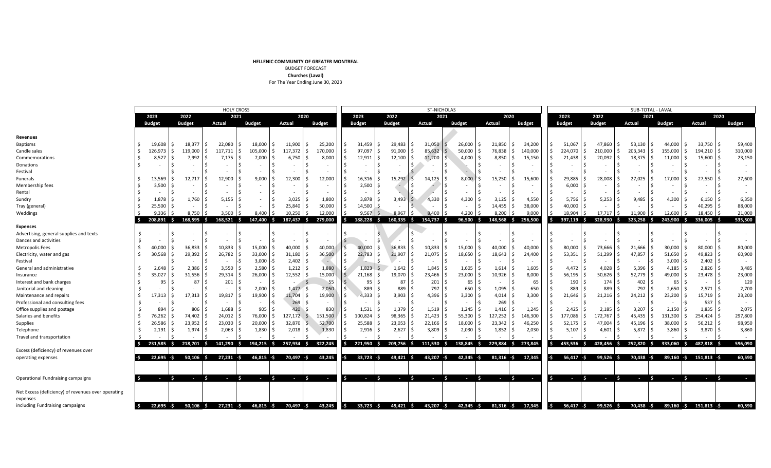**HELLENIC COMMUNITY OF GREATER MONTREAL**
BUDGET FORECAST
**Churches (Laval)**
For The Year Ending June 30, 2023

| | HOLY CROSS | | | | | | ST-NICHOLAS | | | | | | SUB-TOTAL - LAVAL | | | | | |
|---|---|---|---|---|---|---|---|---|---|---|---|---|---|---|---|---|---|---|
| | 2023 | 2022 | 2021 | | 2020 | | 2023 | 2022 | 2021 | | 2020 | | 2023 | 2022 | 2021 | | 2020 | |
| | Budget | Budget | Actual | Budget | Actual | Budget | Budget | Budget | Actual | Budget | Actual | Budget | Budget | Budget | Actual | Budget | Actual | Budget |
| **Revenues** | | | | | | | | | | | | | | | | | | |
| Baptisms | $ 19,608 | $ 18,377 | $ 22,080 | $ 18,000 | $ 11,900 | $ 25,200 | $ 31,459 | $ 29,483 | $ 31,050 | $ 26,000 | $ 21,850 | $ 34,200 | $ 51,067 | $ 47,860 | $ 53,130 | $ 44,000 | $ 33,750 | $ 59,400 |
| Candle sales | $ 126,973 | $ 119,000 | $ 117,711 | $ 105,000 | $ 117,372 | $ 170,000 | $ 97,097 | $ 91,000 | $ 85,632 | $ 50,000 | $ 76,838 | $ 140,000 | $ 224,070 | $ 210,000 | $ 203,343 | $ 155,000 | $ 194,210 | $ 310,000 |
| Commemorations | $ 8,527 | $ 7,992 | $ 7,175 | $ 7,000 | $ 6,750 | $ 8,000 | $ 12,911 | $ 12,100 | $ 11,200 | $ 4,000 | $ 8,850 | $ 15,150 | $ 21,438 | $ 20,092 | $ 18,375 | $ 11,000 | $ 15,600 | $ 23,150 |
| Donations | $ - | $ - | $ - | $ - | $ - | $ - | $ - | $ - | $ - | $ - | $ - | $ - | $ - | $ - | $ - | $ - | $ - | $ - |
| Festival | | $ - | $ - | $ - | $ - | $ - | $ - | $ - | $ - | $ - | $ - | $ - | $ - | $ - | $ - | $ - | $ - | $ - |
| Funerals | $ 13,569 | $ 12,717 | $ 12,900 | $ 9,000 | $ 12,300 | $ 12,000 | $ 16,316 | $ 15,292 | $ 14,125 | $ 8,000 | $ 15,250 | $ 15,600 | $ 29,885 | $ 28,008 | $ 27,025 | $ 17,000 | $ 27,550 | $ 27,600 |
| Membership fees | $ 3,500 | $ - | $ - | $ - | $ - | $ - | $ 2,500 | $ - | $ - | $ - | $ - | $ - | $ 6,000 | $ - | $ - | $ - | $ - | $ - |
| Rental | $ - | $ - | $ - | $ - | $ - | $ - | $ - | $ - | $ - | $ - | $ - | $ - | $ - | $ - | $ - | $ - | $ - | $ - |
| Sundry | $ 1,878 | $ 1,760 | $ 5,155 | $ - | $ 3,025 | $ 1,800 | $ 3,878 | $ 3,493 | $ 4,330 | $ 4,300 | $ 3,125 | $ 4,550 | $ 5,756 | $ 5,253 | $ 9,485 | $ 4,300 | $ 6,150 | $ 6,350 |
| Tray (general) | $ 25,500 | $ - | $ - | $ - | $ 25,840 | $ 50,000 | $ 14,500 | $ - | $ - | $ - | $ 14,455 | $ 38,000 | $ 40,000 | $ - | $ - | $ - | $ 40,295 | $ 88,000 |
| Weddings | $ 9,336 | $ 8,750 | $ 3,500 | $ 8,400 | $ 10,250 | $ 12,000 | $ 9,567 | $ 8,967 | $ 8,400 | $ 4,200 | $ 8,200 | $ 9,000 | $ 18,904 | $ 17,717 | $ 11,900 | $ 12,600 | $ 18,450 | $ 21,000 |
| | **$ 208,891** | **$ 168,595** | **$ 168,521** | **$ 147,400** | **$ 187,437** | **$ 279,000** | **$ 188,228** | **$ 160,335** | **$ 154,737** | **$ 96,500** | **$ 148,568** | **$ 256,500** | **$ 397,119** | **$ 328,930** | **$ 323,258** | **$ 243,900** | **$ 336,005** | **$ 535,500** |
| **Expenses** | | | | | | | | | | | | | | | | | | |
| Advertising, general supplies and texts | $ - | $ - | $ - | $ - | $ - | $ - | $ - | $ - | $ - | $ - | $ - | $ - | $ - | $ - | $ - | $ - | $ - | $ - |
| Dances and activities | $ - | $ - | $ - | $ - | $ - | $ - | $ - | $ - | $ - | $ - | $ - | $ - | $ - | $ - | $ - | $ - | $ - | $ - |
| Metropolis Fees | $ 40,000 | $ 36,833 | $ 10,833 | $ 15,000 | $ 40,000 | $ 40,000 | $ 40,000 | $ 36,833 | $ 10,833 | $ 15,000 | $ 40,000 | $ 40,000 | $ 80,000 | $ 73,666 | $ 21,666 | $ 30,000 | $ 80,000 | $ 80,000 |
| Electricity, water and gas | $ 30,568 | $ 29,392 | $ 26,782 | $ 33,000 | $ 31,180 | $ 36,500 | $ 22,783 | $ 21,907 | $ 21,075 | $ 18,650 | $ 18,643 | $ 24,400 | $ 53,351 | $ 51,299 | $ 47,857 | $ 51,650 | $ 49,823 | $ 60,900 |
| Festival | | $ - | $ - | -$ 3,000 | -$ 2,402 | $ - | $ - | $ - | $ - | $ - | $ - | $ - | $ - | $ - | $ - | -$ 3,000 | -$ 2,402 | $ - |
| General and administrative | $ 2,648 | $ 2,386 | $ 3,550 | $ 2,580 | $ 1,212 | $ 1,880 | $ 1,823 | $ 1,642 | $ 1,845 | $ 1,605 | $ 1,614 | $ 1,605 | $ 4,472 | $ 4,028 | $ 5,396 | $ 4,185 | $ 2,826 | $ 3,485 |
| Insurance | $ 35,027 | $ 31,556 | $ 29,314 | $ 26,000 | $ 12,552 | $ 15,000 | $ 21,168 | $ 19,070 | $ 23,466 | $ 23,000 | $ 10,926 | $ 8,000 | $ 56,195 | $ 50,626 | $ 52,779 | $ 49,000 | $ 23,478 | $ 23,000 |
| Interest and bank charges | $ 95 | $ 87 | $ 201 | $ - | $ - | $ 55 | $ 95 | $ 87 | $ 201 | $ 65 | $ - | $ 65 | $ 190 | $ 174 | $ 402 | $ 65 | $ - | $ 120 |
| Janitorial and cleaning | $ - | $ - | $ - | $ 2,000 | $ 1,477 | $ 2,050 | $ 889 | $ 889 | $ 797 | $ 650 | $ 1,095 | $ 650 | $ 889 | $ 889 | $ 797 | $ 2,650 | $ 2,571 | $ 2,700 |
| Maintenance and repairs | $ 17,313 | $ 17,313 | $ 19,817 | $ 19,900 | $ 11,704 | $ 19,900 | $ 4,333 | $ 3,903 | $ 4,396 | $ 3,300 | $ 4,014 | $ 3,300 | $ 21,646 | $ 21,216 | $ 24,212 | $ 23,200 | $ 15,719 | $ 23,200 |
| Professional and consulting fees | $ - | $ - | $ - | $ - | -$ 269 | $ - | $ - | $ - | $ - | $ - | -$ 269 | $ - | $ - | $ - | $ - | $ - | -$ 537 | $ - |
| Office supplies and postage | $ 894 | $ 806 | $ 1,688 | $ 905 | $ 420 | $ 830 | $ 1,531 | $ 1,379 | $ 1,519 | $ 1,245 | $ 1,416 | $ 1,245 | $ 2,425 | $ 2,185 | $ 3,207 | $ 2,150 | $ 1,835 | $ 2,075 |
| Salaries and benefits | $ 76,262 | $ 74,402 | $ 24,012 | $ 76,000 | $ 127,172 | $ 151,500 | $ 100,824 | $ 98,365 | $ 21,423 | $ 55,300 | $ 127,252 | $ 146,300 | $ 177,086 | $ 172,767 | $ 45,435 | $ 131,300 | $ 254,424 | $ 297,800 |
| Supplies | $ 26,586 | $ 23,952 | $ 23,030 | $ 20,000 | $ 32,870 | $ 52,700 | $ 25,588 | $ 23,053 | $ 22,166 | $ 18,000 | $ 23,342 | $ 46,250 | $ 52,175 | $ 47,004 | $ 45,196 | $ 38,000 | $ 56,212 | $ 98,950 |
| Telephone | $ 2,191 | $ 1,974 | $ 2,063 | $ 1,830 | $ 2,018 | $ 1,830 | $ 2,916 | $ 2,627 | $ 3,809 | $ 2,030 | $ 1,852 | $ 2,030 | $ 5,107 | $ 4,601 | $ 5,872 | $ 3,860 | $ 3,870 | $ 3,860 |
| Travel and transportation | $ - | $ - | $ - | $ - | $ - | $ - | $ - | $ - | $ - | $ - | $ - | $ - | $ - | $ - | $ - | $ - | $ - | $ - |
| | **$ 231,585** | **$ 218,701** | **$ 141,290** | **$ 194,215** | **$ 257,934** | **$ 322,245** | **$ 221,950** | **$ 209,756** | **$ 111,530** | **$ 138,845** | **$ 229,884** | **$ 273,845** | **$ 453,536** | **$ 428,456** | **$ 252,820** | **$ 333,060** | **$ 487,818** | **$ 596,090** |
| Excess (deficiency) of revenues over operating expenses | **-$ 22,695** | **-$ 50,106** | **$ 27,231** | **-$ 46,815** | **-$ 70,497** | **-$ 43,245** | **-$ 33,723** | **-$ 49,421** | **$ 43,207** | **-$ 42,345** | **-$ 81,316** | **-$ 17,345** | **-$ 56,417** | **-$ 99,526** | **$ 70,438** | **-$ 89,160** | **-$ 151,813** | **-$ 60,590** |
| Operational Fundraising campaigns | **$ -** | **$ -** | **$ -** | **$ -** | **$ -** | **$ -** | **$ -** | **$ -** | **$ -** | **$ -** | **$ -** | **$ -** | **$ -** | **$ -** | **$ -** | **$ -** | **$ -** | **$ -** |
| Net Excess (deficiency) of revenues over operating expenses including Fundraising campaigns | **-$ 22,695** | **-$ 50,106** | **$ 27,231** | **-$ 46,815** | **-$ 70,497** | **-$ 43,245** | **-$ 33,723** | **-$ 49,421** | **$ 43,207** | **-$ 42,345** | **-$ 81,316** | **-$ 17,345** | **-$ 56,417** | **-$ 99,526** | **$ 70,438** | **-$ 89,160** | **-$ 151,813** | **-$ 60,590** |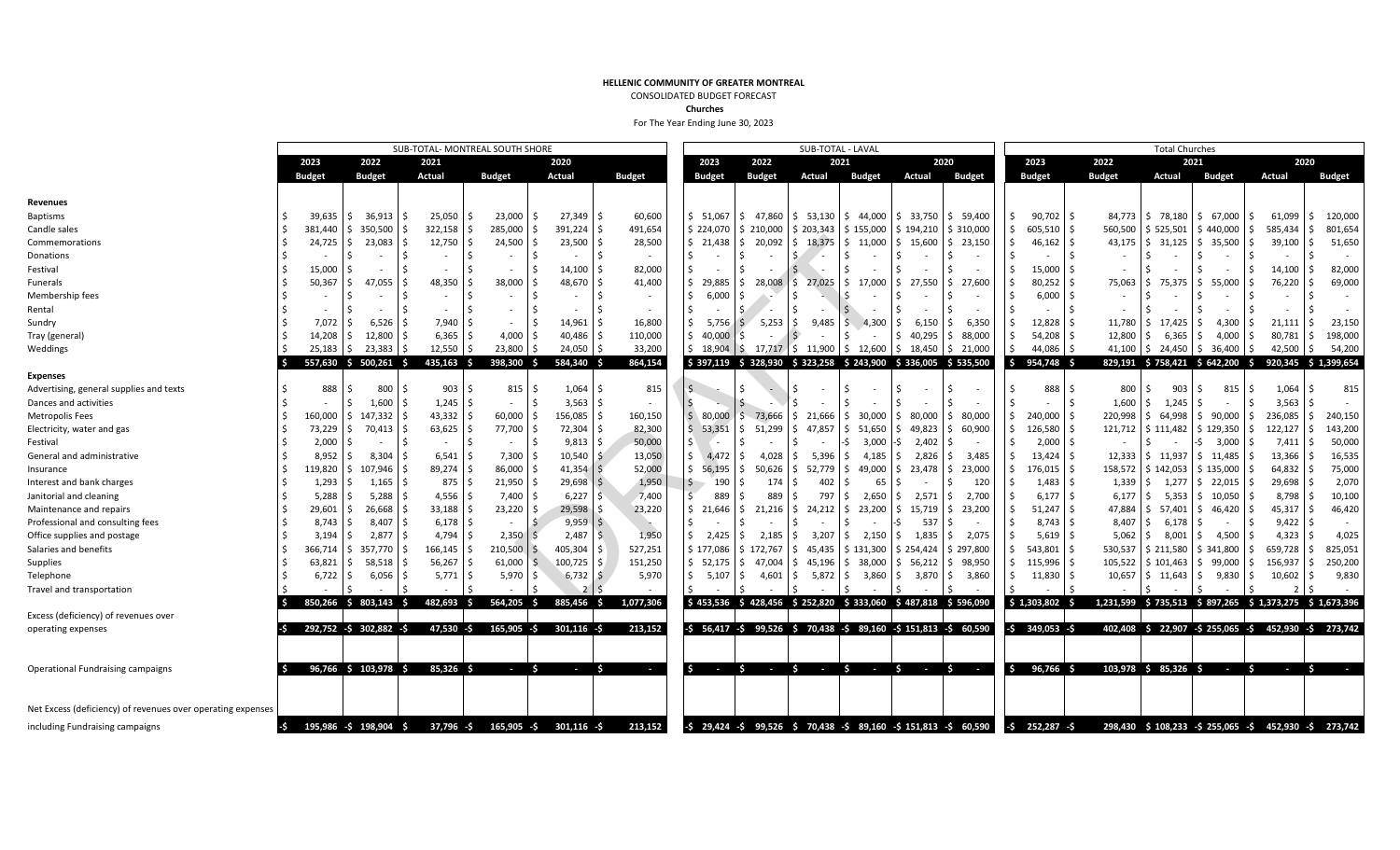**HELLENIC COMMUNITY OF GREATER MONTREAL**

CONSOLIDATED BUDGET FORECAST

**Churches**

For The Year Ending June 30, 2023

| | SUB-TOTAL- MONTREAL SOUTH SHORE | | | | | | SUB-TOTAL - LAVAL | | | | | | Total Churches | | | | | |
|---|---|---|---|---|---|---|---|---|---|---|---|---|---|---|---|---|---|---|
| | 2023 | 2022 | 2021 | | 2020 | | 2023 | 2022 | 2021 | | 2020 | | 2023 | 2022 | 2021 | | 2020 | |
| | Budget | Budget | Actual | Budget | Actual | Budget | Budget | Budget | Actual | Budget | Actual | Budget | Budget | Budget | Actual | Budget | Actual | Budget |
| **Revenues** | | | | | | | | | | | | | | | | | | |
| Baptisms | $ 39,635 | $ 36,913 | $ 25,050 | $ 23,000 | $ 27,349 | $ 60,600 | $ 51,067 | $ 47,860 | $ 53,130 | $ 44,000 | $ 33,750 | $ 59,400 | $ 90,702 | $ 84,773 | $ 78,180 | $ 67,000 | $ 61,099 | $ 120,000 |
| Candle sales | $ 381,440 | $ 350,500 | $ 322,158 | $ 285,000 | $ 391,224 | $ 491,654 | $ 224,070 | $ 210,000 | $ 203,343 | $ 155,000 | $ 194,210 | $ 310,000 | $ 605,510 | $ 560,500 | $ 525,501 | $ 440,000 | $ 585,434 | $ 801,654 |
| Commemorations | $ 24,725 | $ 23,083 | $ 12,750 | $ 24,500 | $ 23,500 | $ 28,500 | $ 21,438 | $ 20,092 | $ 18,375 | $ 11,000 | $ 15,600 | $ 23,150 | $ 46,162 | $ 43,175 | $ 31,125 | $ 35,500 | $ 39,100 | $ 51,650 |
| Donations | $ - | $ - | $ - | $ - | $ - | $ - | $ - | $ - | $ - | $ - | $ - | $ - | $ - | $ - | $ - | $ - | $ - | $ - |
| Festival | $ 15,000 | $ - | $ - | $ - | $ 14,100 | $ 82,000 | $ - | $ - | $ - | $ - | $ - | $ - | $ 15,000 | $ - | $ - | $ - | $ 14,100 | $ 82,000 |
| Funerals | $ 50,367 | $ 47,055 | $ 48,350 | $ 38,000 | $ 48,670 | $ 41,400 | $ 29,885 | $ 28,008 | $ 27,025 | $ 17,000 | $ 27,550 | $ 27,600 | $ 80,252 | $ 75,063 | $ 75,375 | $ 55,000 | $ 76,220 | $ 69,000 |
| Membership fees | $ - | $ - | $ - | $ - | $ - | $ - | $ 6,000 | $ - | $ - | $ - | $ - | $ - | $ 6,000 | $ - | $ - | $ - | $ - | $ - |
| Rental | $ - | $ - | $ - | $ - | $ - | $ - | $ - | $ - | $ - | $ - | $ - | $ - | $ - | $ - | $ - | $ - | $ - | $ - |
| Sundry | $ 7,072 | $ 6,526 | $ 7,940 | $ - | $ 14,961 | $ 16,800 | $ 5,756 | $ 5,253 | $ 9,485 | $ 4,300 | $ 6,150 | $ 6,350 | $ 12,828 | $ 11,780 | $ 17,425 | $ 4,300 | $ 21,111 | $ 23,150 |
| Tray (general) | $ 14,208 | $ 12,800 | $ 6,365 | $ 4,000 | $ 40,486 | $ 110,000 | $ 40,000 | $ - | $ - | $ - | $ 40,295 | $ 88,000 | $ 54,208 | $ 12,800 | $ 6,365 | $ 4,000 | $ 80,781 | $ 198,000 |
| Weddings | $ 25,183 | $ 23,383 | $ 12,550 | $ 23,800 | $ 24,050 | $ 33,200 | $ 18,904 | $ 17,717 | $ 11,900 | $ 12,600 | $ 18,450 | $ 21,000 | $ 44,086 | $ 41,100 | $ 24,450 | $ 36,400 | $ 42,500 | $ 54,200 |
| | $ 557,630 | $ 500,261 | $ 435,163 | $ 398,300 | $ 584,340 | $ 864,154 | $ 397,119 | $ 328,930 | $ 323,258 | $ 243,900 | $ 336,005 | $ 535,500 | $ 954,748 | $ 829,191 | $ 758,421 | $ 642,200 | $ 920,345 | $ 1,399,654 |
| **Expenses** | | | | | | | | | | | | | | | | | | |
| Advertising, general supplies and texts | $ 888 | $ 800 | $ 903 | $ 815 | $ 1,064 | $ 815 | $ - | $ - | $ - | $ - | $ - | $ - | $ 888 | $ 800 | $ 903 | $ 815 | $ 1,064 | $ 815 |
| Dances and activities | $ - | $ 1,600 | $ 1,245 | $ - | $ 3,563 | $ - | $ - | $ - | $ - | $ - | $ - | $ - | $ - | $ 1,600 | $ 1,245 | $ - | $ 3,563 | $ - |
| Metropolis Fees | $ 160,000 | $ 147,332 | $ 43,332 | $ 60,000 | $ 156,085 | $ 160,150 | $ 80,000 | $ 73,666 | $ 21,666 | $ 30,000 | $ 80,000 | $ 80,000 | $ 240,000 | $ 220,998 | $ 64,998 | $ 90,000 | $ 236,085 | $ 240,150 |
| Electricity, water and gas | $ 73,229 | $ 70,413 | $ 63,625 | $ 77,700 | $ 72,304 | $ 82,300 | $ 53,351 | $ 51,299 | $ 47,857 | $ 51,650 | $ 49,823 | $ 60,900 | $ 126,580 | $ 121,712 | $ 111,482 | $ 129,350 | $ 122,127 | $ 143,200 |
| Festival | $ 2,000 | $ - | $ - | $ - | $ 9,813 | $ 50,000 | $ - | $ - | $ - | -$ 3,000 | -$ 2,402 | $ - | $ 2,000 | $ - | $ - | -$ 3,000 | $ 7,411 | $ 50,000 |
| General and administrative | $ 8,952 | $ 8,304 | $ 6,541 | $ 7,300 | $ 10,540 | $ 13,050 | $ 4,472 | $ 4,028 | $ 5,396 | $ 4,185 | $ 2,826 | $ 3,485 | $ 13,424 | $ 12,333 | $ 11,937 | $ 11,485 | $ 13,366 | $ 16,535 |
| Insurance | $ 119,820 | $ 107,946 | $ 89,274 | $ 86,000 | $ 41,354 | $ 52,000 | $ 56,195 | $ 50,626 | $ 52,779 | $ 49,000 | $ 23,478 | $ 23,000 | $ 176,015 | $ 158,572 | $ 142,053 | $ 135,000 | $ 64,832 | $ 75,000 |
| Interest and bank charges | $ 1,293 | $ 1,165 | $ 875 | $ 21,950 | $ 29,698 | $ 1,950 | $ 190 | $ 174 | $ 402 | $ 65 | $ - | $ 120 | $ 1,483 | $ 1,339 | $ 1,277 | $ 22,015 | $ 29,698 | $ 2,070 |
| Janitorial and cleaning | $ 5,288 | $ 5,288 | $ 4,556 | $ 7,400 | $ 6,227 | $ 7,400 | $ 889 | $ 889 | $ 797 | $ 2,650 | $ 2,571 | $ 2,700 | $ 6,177 | $ 6,177 | $ 5,353 | $ 10,050 | $ 8,798 | $ 10,100 |
| Maintenance and repairs | $ 29,601 | $ 26,668 | $ 33,188 | $ 23,220 | $ 29,598 | $ 23,220 | $ 21,646 | $ 21,216 | $ 24,212 | $ 23,200 | $ 15,719 | $ 23,200 | $ 51,247 | $ 47,884 | $ 57,401 | $ 46,420 | $ 45,317 | $ 46,420 |
| Professional and consulting fees | $ 8,743 | $ 8,407 | $ 6,178 | $ - | $ 9,959 | $ - | $ - | $ - | $ - | $ - | -$ 537 | $ - | $ 8,743 | $ 8,407 | $ 6,178 | $ - | $ 9,422 | $ - |
| Office supplies and postage | $ 3,194 | $ 2,877 | $ 4,794 | $ 2,350 | $ 2,487 | $ 1,950 | $ 2,425 | $ 2,185 | $ 3,207 | $ 2,150 | $ 1,835 | $ 2,075 | $ 5,619 | $ 5,062 | $ 8,001 | $ 4,500 | $ 4,323 | $ 4,025 |
| Salaries and benefits | $ 366,714 | $ 357,770 | $ 166,145 | $ 210,500 | $ 405,304 | $ 527,251 | $ 177,086 | $ 172,767 | $ 45,435 | $ 131,300 | $ 254,424 | $ 297,800 | $ 543,801 | $ 530,537 | $ 211,580 | $ 341,800 | $ 659,728 | $ 825,051 |
| Supplies | $ 63,821 | $ 58,518 | $ 56,267 | $ 61,000 | $ 100,725 | $ 151,250 | $ 52,175 | $ 47,004 | $ 45,196 | $ 38,000 | $ 56,212 | $ 98,950 | $ 115,996 | $ 105,522 | $ 101,463 | $ 99,000 | $ 156,937 | $ 250,200 |
| Telephone | $ 6,722 | $ 6,056 | $ 5,771 | $ 5,970 | $ 6,732 | $ 5,970 | $ 5,107 | $ 4,601 | $ 5,872 | $ 3,860 | $ 3,870 | $ 3,860 | $ 11,830 | $ 10,657 | $ 11,643 | $ 9,830 | $ 10,602 | $ 9,830 |
| Travel and transportation | $ - | $ - | $ - | $ - | $ 2 | $ - | $ - | $ - | $ - | $ - | $ - | $ - | $ - | $ - | $ - | $ - | $ 2 | $ - |
| | $ 850,266 | $ 803,143 | $ 482,693 | $ 564,205 | $ 885,456 | $ 1,077,306 | $ 453,536 | $ 428,456 | $ 252,820 | $ 333,060 | $ 487,818 | $ 596,090 | $ 1,303,802 | $ 1,231,599 | $ 735,513 | $ 897,265 | $ 1,373,275 | $ 1,673,396 |
| Excess (deficiency) of revenues over operating expenses | -$ 292,752 | -$ 302,882 | -$ 47,530 | -$ 165,905 | -$ 301,116 | -$ 213,152 | -$ 56,417 | -$ 99,526 | $ 70,438 | -$ 89,160 | -$ 151,813 | -$ 60,590 | -$ 349,053 | -$ 402,408 | $ 22,907 | -$ 255,065 | -$ 452,930 | -$ 273,742 |
| Operational Fundraising campaigns | $ 96,766 | $ 103,978 | $ 85,326 | $ - | $ - | $ - | $ - | $ - | $ - | $ - | $ - | $ - | $ 96,766 | $ 103,978 | $ 85,326 | $ - | $ - | $ - |
| Net Excess (deficiency) of revenues over operating expenses including Fundraising campaigns | -$ 195,986 | -$ 198,904 | $ 37,796 | -$ 165,905 | -$ 301,116 | -$ 213,152 | -$ 29,424 | -$ 99,526 | $ 70,438 | -$ 89,160 | -$ 151,813 | -$ 60,590 | -$ 252,287 | -$ 298,430 | $ 108,233 | -$ 255,065 | -$ 452,930 | -$ 273,742 |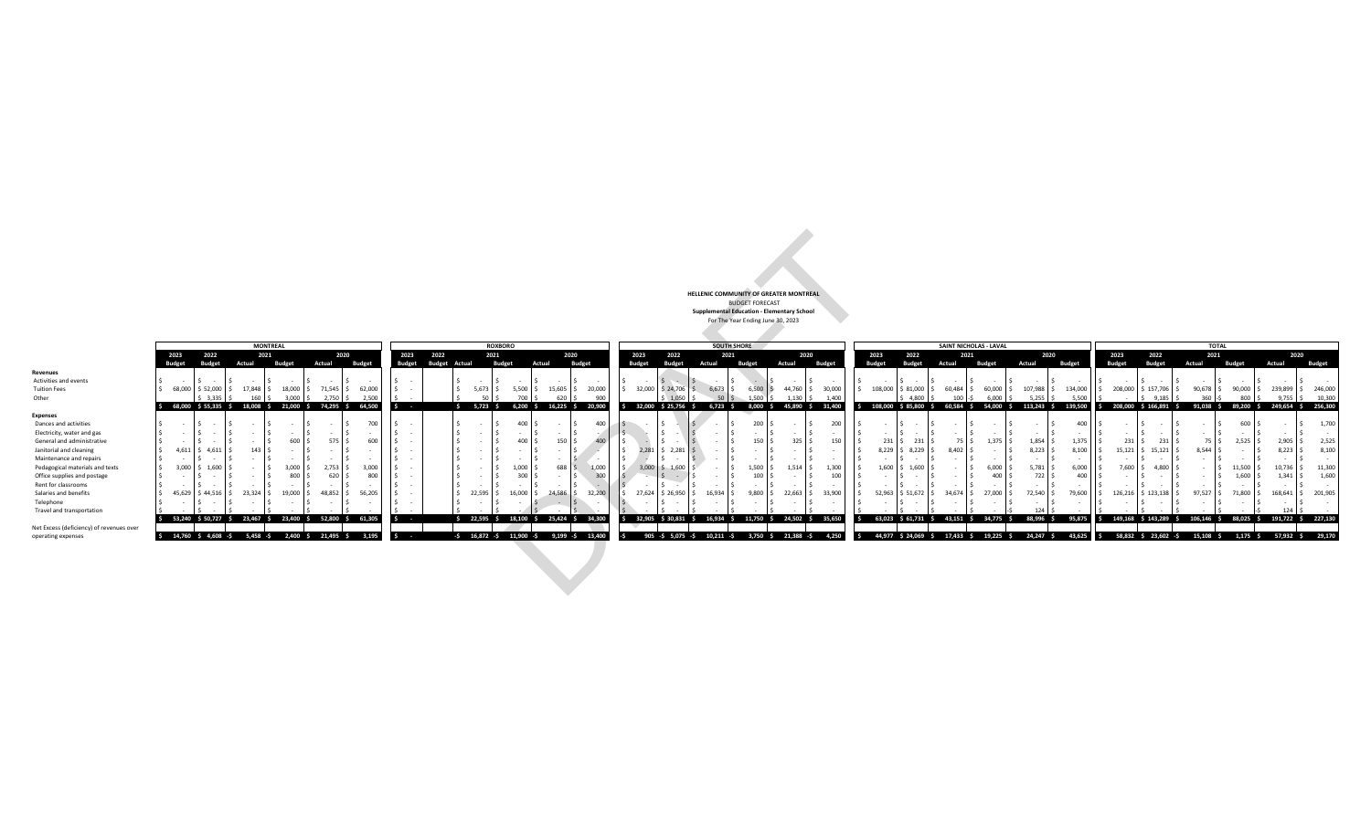**HELLENIC COMMUNITY OF GREATER MONTREAL**
BUDGET FORECAST
**Supplemental Education - Elementary School**
For The Year Ending June 30, 2023

DRAFT

**MONTREAL**

| | 2023 Budget | 2022 Budget | 2021 Actual | 2021 Budget | 2020 Actual | 2020 Budget |
|---|---|---|---|---|---|---|
| **Revenues** | | | | | | |
| Activities and events | $ - | $ - | $ - | $ - | $ - | $ - |
| Tuition Fees | $ 68,000 | $ 52,000 | $ 17,848 | $ 18,000 | $ 71,545 | $ 62,000 |
| Other | | $ 3,335 | $ 160 | $ 3,000 | $ 2,750 | $ 2,500 |
| | $ 68,000 | $ 55,335 | $ 18,008 | $ 21,000 | $ 74,295 | $ 64,500 |
| **Expenses** | | | | | | |
| Dances and activities | $ - | $ - | $ - | $ - | $ - | $ 700 |
| Electricity, water and gas | $ - | $ - | $ - | $ - | $ - | $ - |
| General and administrative | $ - | $ - | $ - | $ 600 | $ 575 | $ 600 |
| Janitorial and cleaning | $ 4,611 | $ 4,611 | $ 143 | $ - | $ - | $ - |
| Maintenance and repairs | $ - | $ - | $ - | $ - | $ - | $ - |
| Pedagogical materials and texts | $ 3,000 | $ 1,600 | $ - | $ 3,000 | $ 2,753 | $ 3,000 |
| Office supplies and postage | $ - | $ - | $ - | $ 800 | $ 620 | $ 800 |
| Rent for classrooms | $ - | $ - | $ - | $ - | $ - | $ - |
| Salaries and benefits | $ 45,629 | $ 44,516 | $ 23,324 | $ 19,000 | $ 48,852 | $ 56,205 |
| Telephone | $ - | $ - | $ - | $ - | $ - | $ - |
| Travel and transportation | $ - | $ - | $ - | $ - | $ - | $ - |
| | $ 53,240 | $ 50,727 | $ 23,467 | $ 23,400 | $ 52,800 | $ 61,305 |
| Net Excess (deficiency) of revenues over operating expenses | $ 14,760 | $ 4,608 | -$ 5,458 | -$ 2,400 | $ 21,495 | $ 3,195 |

**ROXBORO**

| | 2023 Budget | 2022 Budget | 2021 Actual | 2021 Budget | 2020 Actual | 2020 Budget |
|---|---|---|---|---|---|---|
| **Revenues** | | | | | | |
| Activities and events | $ - | | $ - | $ - | $ - | $ - |
| Tuition Fees | $ - | | $ 5,673 | $ 5,500 | $ 15,605 | $ 20,000 |
| Other | $ - | | $ 50 | $ 700 | $ 620 | $ 900 |
| | $ - | | $ 5,723 | $ 6,200 | $ 16,225 | $ 20,900 |
| **Expenses** | | | | | | |
| Dances and activities | $ - | | $ - | $ 400 | $ - | $ 400 |
| Electricity, water and gas | $ - | | $ - | $ - | $ - | $ - |
| General and administrative | $ - | | $ - | $ 400 | $ 150 | $ 400 |
| Janitorial and cleaning | $ - | | $ - | $ - | $ - | $ - |
| Maintenance and repairs | $ - | | $ - | $ - | $ - | $ - |
| Pedagogical materials and texts | $ - | | $ - | $ 1,000 | $ 688 | $ 1,000 |
| Office supplies and postage | $ - | | $ - | $ 300 | $ - | $ 300 |
| Rent for classrooms | $ - | | $ - | $ - | $ - | $ - |
| Salaries and benefits | $ - | | $ 22,595 | $ 16,000 | $ 24,586 | $ 32,200 |
| Telephone | $ - | | $ - | $ - | $ - | $ - |
| Travel and transportation | $ - | | $ - | $ - | $ - | $ - |
| | $ - | | $ 22,595 | $ 18,100 | $ 25,424 | $ 34,300 |
| Net Excess (deficiency) of revenues over operating expenses | $ - | | -$ 16,872 | -$ 11,900 | -$ 9,199 | -$ 13,400 |

**SOUTH SHORE**

| | 2023 Budget | 2022 Budget | 2021 Actual | 2021 Budget | 2020 Actual | 2020 Budget |
|---|---|---|---|---|---|---|
| **Revenues** | | | | | | |
| Activities and events | $ - | $ - | $ - | $ - | $ - | $ - |
| Tuition Fees | $ 32,000 | $ 24,706 | $ 6,673 | $ 6,500 | $ 44,760 | $ 30,000 |
| Other | | $ 1,050 | $ 50 | $ 1,500 | $ 1,130 | $ 1,400 |
| | $ 32,000 | $ 25,756 | $ 6,723 | $ 8,000 | $ 45,890 | $ 31,400 |
| **Expenses** | | | | | | |
| Dances and activities | $ - | $ - | $ - | $ 200 | $ - | $ 200 |
| Electricity, water and gas | $ - | $ - | $ - | $ - | $ - | $ - |
| General and administrative | $ - | $ - | $ - | $ 150 | $ 325 | $ 150 |
| Janitorial and cleaning | $ 2,281 | $ 2,281 | $ - | $ - | $ - | $ - |
| Maintenance and repairs | $ - | $ - | $ - | $ - | $ - | $ - |
| Pedagogical materials and texts | $ 3,000 | $ 1,600 | $ - | $ 1,500 | $ 1,514 | $ 1,300 |
| Office supplies and postage | $ - | $ - | $ - | $ 100 | $ - | $ 100 |
| Rent for classrooms | $ - | $ - | $ - | $ - | $ - | $ - |
| Salaries and benefits | $ 27,624 | $ 26,950 | $ 16,934 | $ 9,800 | $ 22,663 | $ 33,900 |
| Telephone | $ - | $ - | $ - | $ - | $ - | $ - |
| Travel and transportation | $ - | $ - | $ - | $ - | $ - | $ - |
| | $ 32,905 | $ 30,831 | $ 16,934 | $ 11,750 | $ 24,502 | $ 35,650 |
| Net Excess (deficiency) of revenues over operating expenses | -$ 905 | -$ 5,075 | -$ 10,211 | -$ 3,750 | $ 21,388 | -$ 4,250 |

**SAINT NICHOLAS - LAVAL**

| | 2023 Budget | 2022 Budget | 2021 Actual | 2021 Budget | 2020 Actual | 2020 Budget |
|---|---|---|---|---|---|---|
| **Revenues** | | | | | | |
| Activities and events | $ - | $ - | $ - | $ - | $ - | $ - |
| Tuition Fees | $ 108,000 | $ 81,000 | $ 60,484 | $ 60,000 | $ 107,988 | $ 134,000 |
| Other | | $ 4,800 | $ 100 | -$ 6,000 | $ 5,255 | $ 5,500 |
| | $ 108,000 | $ 85,800 | $ 60,584 | $ 54,000 | $ 113,243 | $ 139,500 |
| **Expenses** | | | | | | |
| Dances and activities | $ - | $ - | $ - | $ - | $ - | $ 400 |
| Electricity, water and gas | $ - | $ - | $ - | $ - | $ - | $ - |
| General and administrative | $ 231 | $ 231 | $ 75 | $ 1,375 | $ 1,854 | $ 1,375 |
| Janitorial and cleaning | $ 8,229 | $ 8,229 | $ 8,402 | $ - | $ 8,223 | $ 8,100 |
| Maintenance and repairs | $ - | $ - | $ - | $ - | $ - | $ - |
| Pedagogical materials and texts | $ 1,600 | $ 1,600 | $ - | $ 6,000 | $ 5,781 | $ 6,000 |
| Office supplies and postage | $ - | $ - | $ - | $ 400 | $ 722 | $ 400 |
| Rent for classrooms | $ - | $ - | $ - | $ - | $ - | $ - |
| Salaries and benefits | $ 52,963 | $ 51,672 | $ 34,674 | $ 27,000 | $ 72,540 | $ 79,600 |
| Telephone | $ - | $ - | $ - | $ - | $ - | $ - |
| Travel and transportation | $ - | $ - | $ - | $ - | -$ 124 | $ - |
| | $ 63,023 | $ 61,731 | $ 43,151 | $ 34,775 | $ 88,996 | $ 95,875 |
| Net Excess (deficiency) of revenues over operating expenses | $ 44,977 | $ 24,069 | $ 17,433 | $ 19,225 | $ 24,247 | $ 43,625 |

**TOTAL**

| | 2023 Budget | 2022 Budget | 2021 Actual | 2021 Budget | 2020 Actual | 2020 Budget |
|---|---|---|---|---|---|---|
| **Revenues** | | | | | | |
| Activities and events | $ - | $ - | $ - | $ - | $ - | $ - |
| Tuition Fees | $ 208,000 | $ 157,706 | $ 90,678 | $ 90,000 | $ 239,899 | $ 246,000 |
| Other | $ - | $ 9,185 | $ 360 | -$ 800 | $ 9,755 | $ 10,300 |
| | $ 208,000 | $ 166,891 | $ 91,038 | $ 89,200 | $ 249,654 | $ 256,300 |
| **Expenses** | | | | | | |
| Dances and activities | $ - | $ - | $ - | $ 600 | $ - | $ 1,700 |
| Electricity, water and gas | $ - | $ - | $ - | $ - | $ - | $ - |
| General and administrative | $ 231 | $ 231 | $ 75 | $ 2,525 | $ 2,905 | $ 2,525 |
| Janitorial and cleaning | $ 15,121 | $ 15,121 | $ 8,544 | $ - | $ 8,223 | $ 8,100 |
| Maintenance and repairs | $ - | $ - | $ - | $ - | $ - | $ - |
| Pedagogical materials and texts | $ 7,600 | $ 4,800 | $ - | $ 11,500 | $ 10,736 | $ 11,300 |
| Office supplies and postage | $ - | $ - | $ - | $ 1,600 | $ 1,341 | $ 1,600 |
| Rent for classrooms | $ - | $ - | $ - | $ - | $ - | $ - |
| Salaries and benefits | $ 126,216 | $ 123,138 | $ 97,527 | $ 71,800 | $ 168,641 | $ 201,905 |
| Telephone | $ - | $ - | $ - | $ - | $ - | $ - |
| Travel and transportation | $ - | $ - | $ - | $ - | $ 124 | $ - |
| | $ 149,168 | $ 143,289 | $ 106,146 | $ 88,025 | $ 191,722 | $ 227,130 |
| Net Excess (deficiency) of revenues over operating expenses | $ 58,832 | $ 23,602 | -$ 15,108 | $ 1,175 | $ 57,932 | $ 29,170 |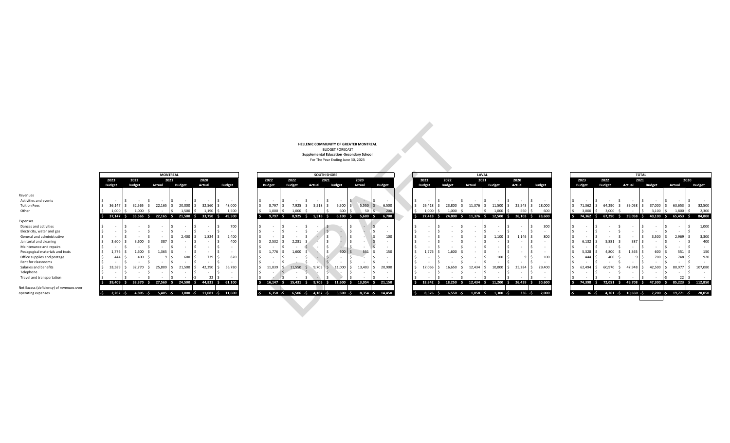**HELLENIC COMMUNITY OF GREATER MONTREAL**
BUDGET FORECAST
**Supplemental Education -Secondary School**
For The Year Ending June 30, 2023

DRAFT

| | MONTREAL | | | | | | SOUTH SHORE | | | | | | LAVAL | | | | | | TOTAL | | | | | |
|---|---|---|---|---|---|---|---|---|---|---|---|---|---|---|---|---|---|---|---|---|---|---|---|---|
| | 2023 | 2022 | 2021 | | 2020 | | 2022 | 2022 | 2021 | | 2020 | | 2023 | 2022 | 2021 | | 2020 | | 2023 | 2022 | 2021 | | 2020 | |
| | Budget | Budget | Actual | Budget | Actual | Budget | Budget | Budget | Actual | Budget | Actual | Budget | Budget | Budget | Actual | Budget | Actual | Budget | Budget | Budget | Actual | Budget | Actual | Budget |
| **Revenues** | | | | | | | | | | | | | | | | | | | | | | | | |
| Activities and events | $ - | $ - | $ - | $ - | $ - | $ - | $ - | $ - | $ - | $ - | $ - | $ - | $ - | $ - | $ - | $ - | $ - | $ - | $ - | $ - | $ - | $ - | $ - | $ - |
| Tuition Fees | $ 36,147 | $ 32,565 | $ 22,165 | $ 20,000 | $ 32,560 | $ 48,000 | $ 8,797 | $ 7,925 | $ 5,518 | $ 5,500 | $ 5,550 | $ 6,500 | $ 26,418 | $ 23,800 | $ 11,376 | $ 11,500 | $ 25,543 | $ 28,000 | $ 71,362 | $ 64,290 | $ 39,058 | $ 37,000 | $ 63,653 | $ 82,500 |
| Other | $ 1,000 | $ 1,000 | $ - | $ 1,500 | $ 1,190 | $ 1,500 | $ 1,000 | $ 1,000 | $ - | $ 600 | $ 50 | $ 200 | $ 1,000 | $ 1,000 | $ - | $ 1,000 | $ 560 | $ 600 | $ 3,000 | $ 3,000 | $ - | $ 3,100 | $ 1,800 | $ 2,300 |
| | $ 37,147 | $ 33,565 | $ 22,165 | $ 21,500 | $ 33,750 | $ 49,500 | $ 9,797 | $ 8,925 | $ 5,518 | $ 6,100 | $ 5,600 | $ 6,700 | $ 27,418 | $ 24,800 | $ 11,376 | $ 12,500 | $ 26,103 | $ 28,600 | $ 74,362 | $ 67,290 | $ 39,058 | $ 40,100 | $ 65,453 | $ 84,800 |
| **Expenses** | | | | | | | | | | | | | | | | | | | | | | | | |
| Dances and activities | $ - | $ - | $ - | $ - | $ - | $ 700 | $ - | $ - | $ - | $ - | $ - | $ - | $ - | $ - | $ - | $ - | $ - | $ 300 | $ - | $ - | $ - | $ - | $ - | $ 1,000 |
| Electricity, water and gas | $ - | $ - | $ - | $ - | $ - | $ - | $ - | $ - | $ - | $ - | $ - | $ - | $ - | $ - | $ - | $ - | $ - | $ - | $ - | $ - | $ - | $ - | $ - | $ - |
| General and administrative | $ - | $ - | $ - | $ 2,400 | $ 1,824 | $ 2,400 | $ - | $ - | $ - | $ - | $ - | $ 100 | $ - | $ - | $ - | $ 1,100 | $ 1,146 | $ 800 | $ - | $ - | $ - | $ 3,500 | $ 2,969 | $ 3,300 |
| Janitorial and cleaning | $ 3,600 | $ 3,600 | $ 387 | $ - | $ - | $ 400 | $ 2,532 | $ 2,281 | $ - | $ - | $ - | $ - | $ - | $ - | $ - | $ - | $ - | $ - | $ 6,132 | $ 5,881 | $ 387 | $ - | $ - | $ 400 |
| Maintenance and repairs | $ - | $ - | $ - | $ - | $ - | $ - | $ - | $ - | $ - | $ - | $ - | $ - | $ - | $ - | $ - | $ - | $ - | $ - | $ - | $ - | $ - | $ - | $ - | $ - |
| Pedagogical materials and texts | $ 1,776 | $ 1,600 | $ 1,365 | $ - | $ - | $ - | $ 1,776 | $ 1,600 | $ - | $ 600 | $ 551 | $ 150 | $ 1,776 | $ 1,600 | $ - | $ - | $ - | $ - | $ 5,328 | $ 4,800 | $ 1,365 | $ 600 | $ 551 | $ 150 |
| Office supplies and postage | $ 444 | $ 400 | $ 9 | $ 600 | $ 739 | $ 820 | $ - | $ - | $ - | $ - | $ - | $ - | $ - | $ - | $ - | $ 100 | $ 9 | $ 100 | $ 444 | $ 400 | $ 9 | $ 700 | $ 748 | $ 920 |
| Rent for classrooms | $ - | $ - | $ - | $ - | $ - | $ - | $ - | $ - | $ - | $ - | $ - | $ - | $ - | $ - | $ - | $ - | $ - | $ - | $ - | $ - | $ - | $ - | $ - | $ - |
| Salaries and benefits | $ 33,589 | $ 32,770 | $ 25,809 | $ 21,500 | $ 42,290 | $ 56,780 | $ 11,839 | $ 11,550 | $ 9,705 | $ 11,000 | $ 13,403 | $ 20,900 | $ 17,066 | $ 16,650 | $ 12,434 | $ 10,000 | $ 25,284 | $ 29,400 | $ 62,494 | $ 60,970 | $ 47,948 | $ 42,500 | $ 80,977 | $ 107,080 |
| Telephone | $ - | $ - | $ - | $ - | $ - | $ - | $ - | $ - | $ - | $ - | $ - | $ - | $ - | $ - | $ - | $ - | $ - | $ - | $ - | $ - | $ - | $ - | $ - | $ - |
| Travel and transportation | $ - | $ - | $ - | $ - | $ 22 | $ - | $ - | $ - | $ - | $ - | $ - | $ - | $ - | $ - | $ - | $ - | $ - | $ - | $ - | $ - | $ - | $ - | $ 22 | $ - |
| | $ 39,409 | $ 38,370 | $ 27,569 | $ 24,500 | $ 44,831 | $ 61,100 | $ 16,147 | $ 15,431 | $ 9,705 | $ 11,600 | $ 13,954 | $ 21,150 | $ 18,842 | $ 18,250 | $ 12,434 | $ 11,200 | $ 26,439 | $ 30,600 | $ 74,398 | $ 72,051 | $ 49,708 | $ 47,300 | $ 85,223 | $ 112,850 |
| Net Excess (deficiency) of revenues over operating expenses | -$ 2,262 | -$ 4,805 | -$ 5,405 | -$ 3,000 | -$ 11,081 | -$ 11,600 | -$ 6,350 | -$ 6,506 | -$ 4,187 | -$ 5,500 | -$ 8,354 | -$ 14,450 | $ 8,576 | $ 6,550 | -$ 1,058 | $ 1,300 | -$ 336 | -$ 2,000 | -$ 36 | -$ 4,761 | -$ 10,650 | -$ 7,200 | -$ 19,771 | -$ 28,050 |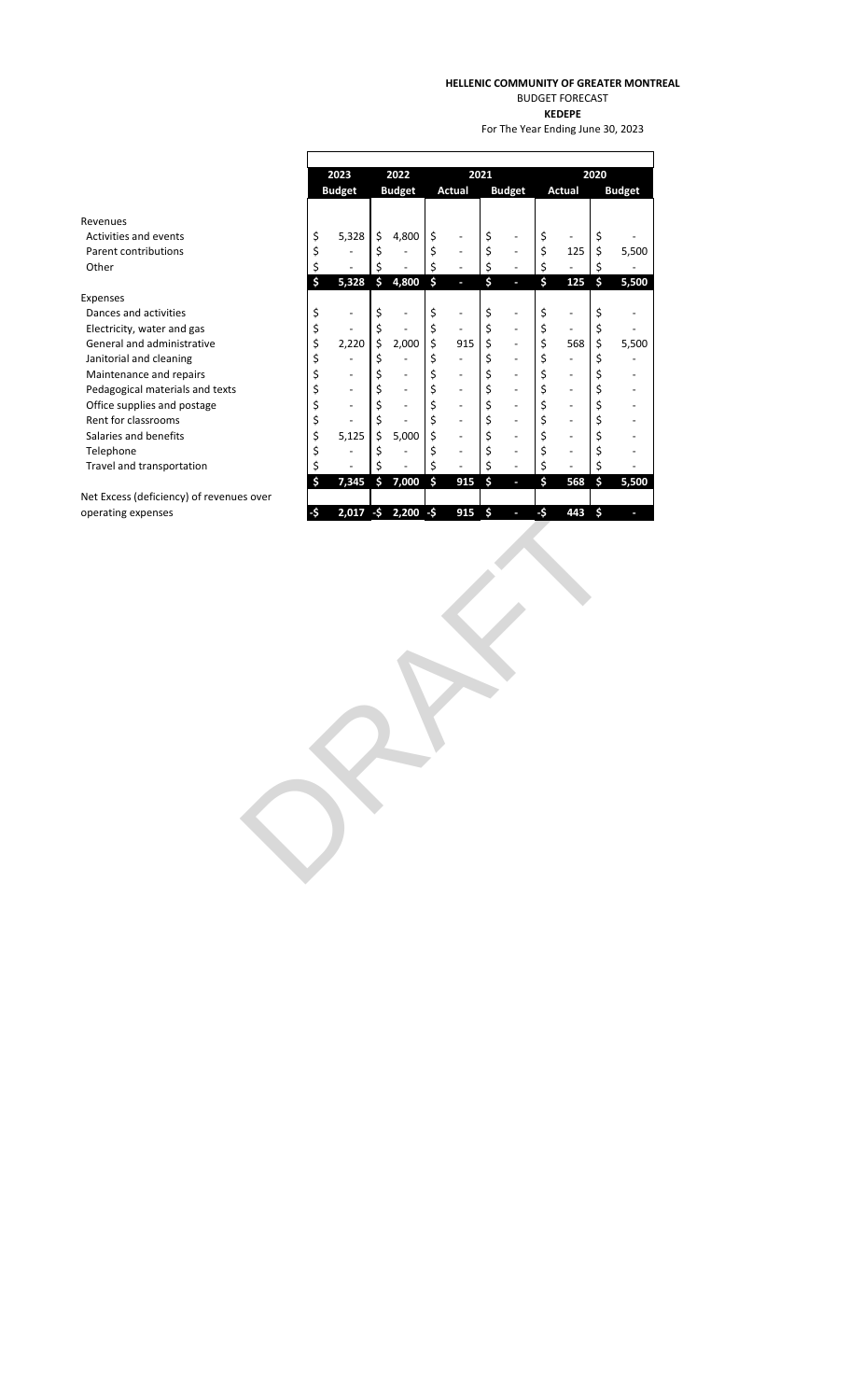**HELLENIC COMMUNITY OF GREATER MONTREAL**

BUDGET FORECAST

**KEDEPE**

For The Year Ending June 30, 2023

| | 2023 Budget | 2022 Budget | 2021 Actual | 2021 Budget | 2020 Actual | 2020 Budget |
|---|---|---|---|---|---|---|
| **Revenues** | | | | | | |
| Activities and events | $ 5,328 | $ 4,800 | $ - | $ - | $ - | $ - |
| Parent contributions | $ - | $ - | $ - | $ - | $ 125 | $ 5,500 |
| Other | $ - | $ - | $ - | $ - | $ - | $ - |
| | **$ 5,328** | **$ 4,800** | **$ -** | **$ -** | **$ 125** | **$ 5,500** |
| **Expenses** | | | | | | |
| Dances and activities | $ - | $ - | $ - | $ - | $ - | $ - |
| Electricity, water and gas | $ - | $ - | $ - | $ - | $ - | $ - |
| General and administrative | $ 2,220 | $ 2,000 | $ 915 | $ - | $ 568 | $ 5,500 |
| Janitorial and cleaning | $ - | $ - | $ - | $ - | $ - | $ - |
| Maintenance and repairs | $ - | $ - | $ - | $ - | $ - | $ - |
| Pedagogical materials and texts | $ - | $ - | $ - | $ - | $ - | $ - |
| Office supplies and postage | $ - | $ - | $ - | $ - | $ - | $ - |
| Rent for classrooms | $ - | $ - | $ - | $ - | $ - | $ - |
| Salaries and benefits | $ 5,125 | $ 5,000 | $ - | $ - | $ - | $ - |
| Telephone | $ - | $ - | $ - | $ - | $ - | $ - |
| Travel and transportation | $ - | $ - | $ - | $ - | $ - | $ - |
| | **$ 7,345** | **$ 7,000** | **$ 915** | **$ -** | **$ 568** | **$ 5,500** |
| Net Excess (deficiency) of revenues over operating expenses | **-$ 2,017** | **-$ 2,200** | **-$ 915** | **$ -** | **-$ 443** | **$ -** |

DRAFT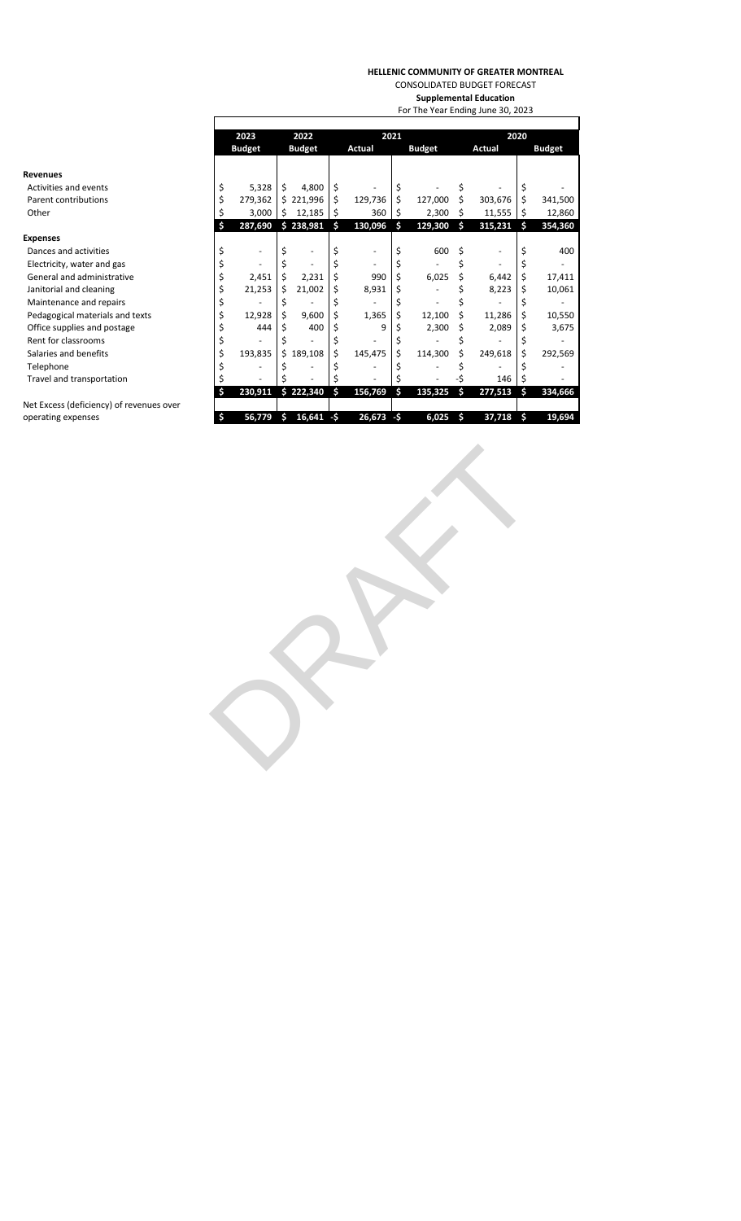**HELLENIC COMMUNITY OF GREATER MONTREAL**

CONSOLIDATED BUDGET FORECAST

**Supplemental Education**

For The Year Ending June 30, 2023

| | 2023 | 2022 | 2021 | | 2020 | |
|---|---|---|---|---|---|---|
| | **Budget** | **Budget** | **Actual** | **Budget** | **Actual** | **Budget** |
| **Revenues** | | | | | | |
| Activities and events | $ 5,328 | $ 4,800 | $ - | $ - | $ - | $ - |
| Parent contributions | $ 279,362 | $ 221,996 | $ 129,736 | $ 127,000 | $ 303,676 | $ 341,500 |
| Other | $ 3,000 | $ 12,185 | $ 360 | $ 2,300 | $ 11,555 | $ 12,860 |
| | **$ 287,690** | **$ 238,981** | **$ 130,096** | **$ 129,300** | **$ 315,231** | **$ 354,360** |
| **Expenses** | | | | | | |
| Dances and activities | $ - | $ - | $ - | $ 600 | $ - | $ 400 |
| Electricity, water and gas | $ - | $ - | $ - | $ - | $ - | $ - |
| General and administrative | $ 2,451 | $ 2,231 | $ 990 | $ 6,025 | $ 6,442 | $ 17,411 |
| Janitorial and cleaning | $ 21,253 | $ 21,002 | $ 8,931 | $ - | $ 8,223 | $ 10,061 |
| Maintenance and repairs | $ - | $ - | $ - | $ - | $ - | $ - |
| Pedagogical materials and texts | $ 12,928 | $ 9,600 | $ 1,365 | $ 12,100 | $ 11,286 | $ 10,550 |
| Office supplies and postage | $ 444 | $ 400 | $ 9 | $ 2,300 | $ 2,089 | $ 3,675 |
| Rent for classrooms | $ - | $ - | $ - | $ - | $ - | $ - |
| Salaries and benefits | $ 193,835 | $ 189,108 | $ 145,475 | $ 114,300 | $ 249,618 | $ 292,569 |
| Telephone | $ - | $ - | $ - | $ - | $ - | $ - |
| Travel and transportation | $ - | $ - | $ - | $ - | -$ 146 | $ - |
| | **$ 230,911** | **$ 222,340** | **$ 156,769** | **$ 135,325** | **$ 277,513** | **$ 334,666** |
| Net Excess (deficiency) of revenues over operating expenses | **$ 56,779** | **$ 16,641** | **-$ 26,673** | **-$ 6,025** | **$ 37,718** | **$ 19,694** |

DRAFT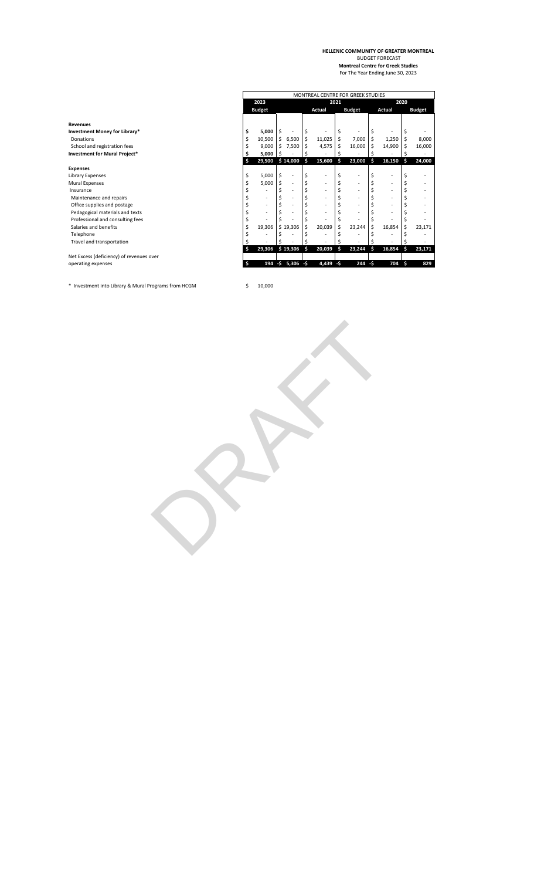**HELLENIC COMMUNITY OF GREATER MONTREAL**
BUDGET FORECAST
**Montreal Centre for Greek Studies**
For The Year Ending June 30, 2023

| | MONTREAL CENTRE FOR GREEK STUDIES | | | | | |
|---|---|---|---|---|---|---|
| | **2023** | | **2021** | | **2020** | |
| | **Budget** | | **Actual** | **Budget** | **Actual** | **Budget** |
| **Revenues** | | | | | | |
| **Investment Money for Library*** | **$ 5,000** | $ - | $ - | $ - | $ - | $ - |
| Donations | $ 10,500 | $ 6,500 | $ 11,025 | $ 7,000 | $ 1,250 | $ 8,000 |
| School and registration fees | $ 9,000 | $ 7,500 | $ 4,575 | $ 16,000 | $ 14,900 | $ 16,000 |
| **Investment for Mural Project*** | **$ 5,000** | $ - | $ - | $ - | $ - | $ - |
| | **$ 29,500** | **$ 14,000** | **$ 15,600** | **$ 23,000** | **$ 16,150** | **$ 24,000** |
| **Expenses** | | | | | | |
| Library Expenses | $ 5,000 | $ - | $ - | $ - | $ - | $ - |
| Mural Expenses | $ 5,000 | $ - | $ - | $ - | $ - | $ - |
| Insurance | $ - | $ - | $ - | $ - | $ - | $ - |
| Maintenance and repairs | $ - | $ - | $ - | $ - | $ - | $ - |
| Office supplies and postage | $ - | $ - | $ - | $ - | $ - | $ - |
| Pedagogical materials and texts | $ - | $ - | $ - | $ - | $ - | $ - |
| Professional and consulting fees | $ - | $ - | $ - | $ - | $ - | $ - |
| Salaries and benefits | $ 19,306 | $ 19,306 | $ 20,039 | $ 23,244 | $ 16,854 | $ 23,171 |
| Telephone | $ - | $ - | $ - | $ - | $ - | $ - |
| Travel and transportation | $ - | $ - | $ - | $ - | $ - | $ - |
| | **$ 29,306** | **$ 19,306** | **$ 20,039** | **$ 23,244** | **$ 16,854** | **$ 23,171** |
| Net Excess (deficiency) of revenues over operating expenses | **$ 194** | **-$ 5,306** | **-$ 4,439** | **-$ 244** | **-$ 704** | **$ 829** |

\* Investment into Library & Mural Programs from HCGM $ 10,000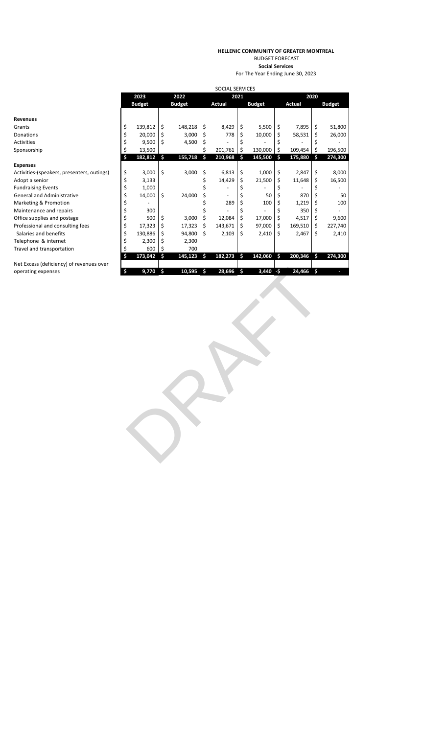**HELLENIC COMMUNITY OF GREATER MONTREAL**

BUDGET FORECAST

**Social Services**

For The Year Ending June 30, 2023

| | SOCIAL SERVICES | | | | | |
|---|---|---|---|---|---|---|
| | 2023 | 2022 | 2021 | | 2020 | |
| | Budget | Budget | Actual | Budget | Actual | Budget |
| **Revenues** | | | | | | |
| Grants | $ 139,812 | $ 148,218 | $ 8,429 | $ 5,500 | $ 7,895 | $ 51,800 |
| Donations | $ 20,000 | $ 3,000 | $ 778 | $ 10,000 | $ 58,531 | $ 26,000 |
| Activities | $ 9,500 | $ 4,500 | $ - | $ - | $ - | $ - |
| Sponsorship | $ 13,500 | | $ 201,761 | $ 130,000 | $ 109,454 | $ 196,500 |
| | **$ 182,812** | **$ 155,718** | **$ 210,968** | **$ 145,500** | **$ 175,880** | **$ 274,300** |
| **Expenses** | | | | | | |
| Activities-(speakers, presenters, outings) | $ 3,000 | $ 3,000 | $ 6,813 | $ 1,000 | $ 2,847 | $ 8,000 |
| Adopt a senior | $ 3,133 | | $ 14,429 | $ 21,500 | $ 11,648 | $ 16,500 |
| Fundraising Events | $ 1,000 | | $ - | $ - | $ - | $ - |
| General and Administrative | $ 14,000 | $ 24,000 | $ - | $ 50 | $ 870 | $ 50 |
| Marketing & Promotion | $ - | | $ 289 | $ 100 | $ 1,219 | $ 100 |
| Maintenance and repairs | $ 300 | | $ - | $ - | $ 350 | $ - |
| Office supplies and postage | $ 500 | $ 3,000 | $ 12,084 | $ 17,000 | $ 4,517 | $ 9,600 |
| Professional and consulting fees | $ 17,323 | $ 17,323 | $ 143,671 | $ 97,000 | $ 169,510 | $ 227,740 |
| Salaries and benefits | $ 130,886 | $ 94,800 | $ 2,103 | $ 2,410 | $ 2,467 | $ 2,410 |
| Telephone & internet | $ 2,300 | $ 2,300 | | | | |
| Travel and transportation | $ 600 | $ 700 | | | | |
| | **$ 173,042** | **$ 145,123** | **$ 182,273** | **$ 142,060** | **$ 200,346** | **$ 274,300** |
| Net Excess (deficiency) of revenues over operating expenses | **$ 9,770** | **$ 10,595** | **$ 28,696** | **$ 3,440** | **-$ 24,466** | **$ -** |

DRAFT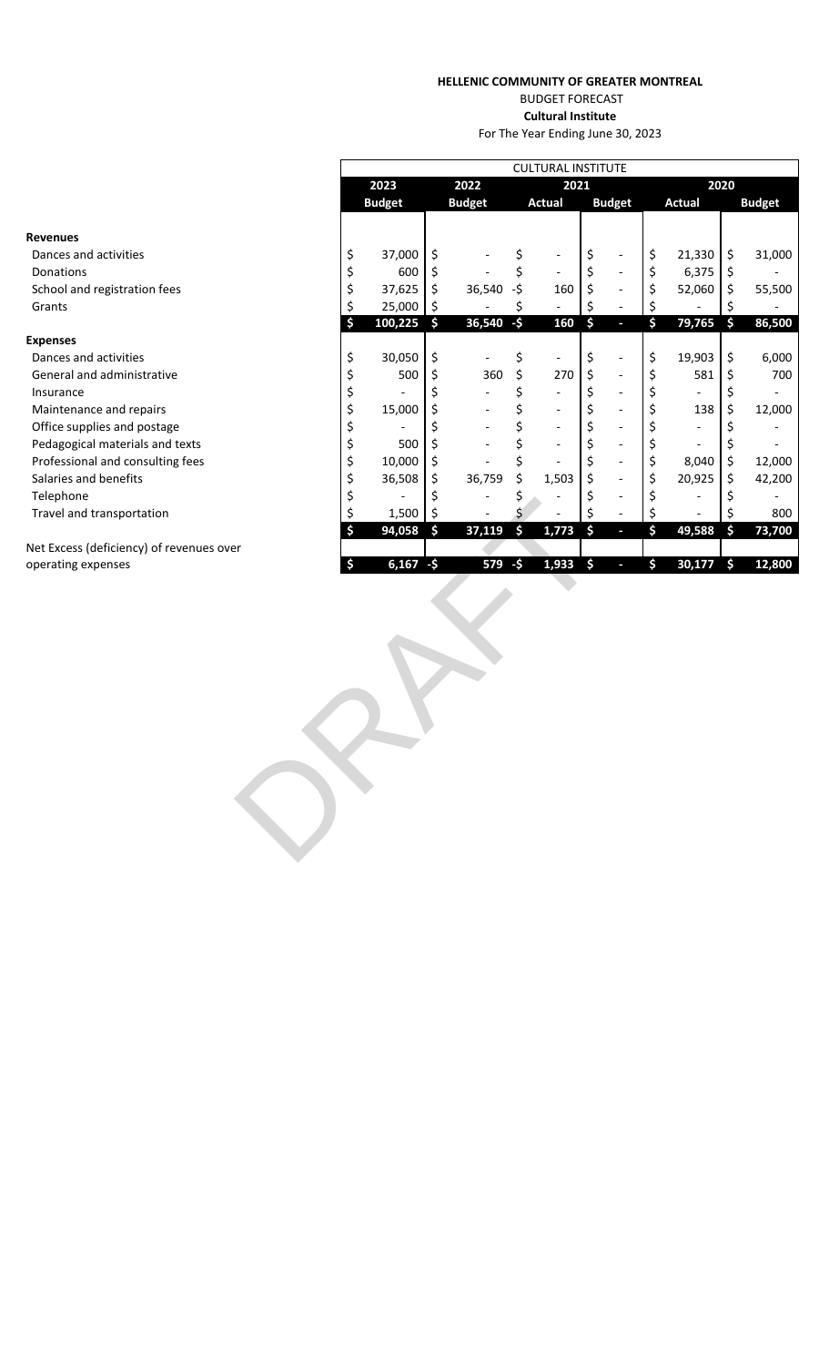**HELLENIC COMMUNITY OF GREATER MONTREAL**

BUDGET FORECAST

**Cultural Institute**

For The Year Ending June 30, 2023

| | CULTURAL INSTITUTE | | | | | |
|---|---|---|---|---|---|---|
| | **2023** | **2022** | **2021** | | **2020** | |
| | **Budget** | **Budget** | **Actual** | **Budget** | **Actual** | **Budget** |
| **Revenues** | | | | | | |
| Dances and activities | $ 37,000 | $ - | $ - | $ - | $ 21,330 | $ 31,000 |
| Donations | $ 600 | $ - | $ - | $ - | $ 6,375 | $ - |
| School and registration fees | $ 37,625 | $ 36,540 | -$ 160 | $ - | $ 52,060 | $ 55,500 |
| Grants | $ 25,000 | $ - | $ - | $ - | $ - | $ - |
| | **$ 100,225** | **$ 36,540** | **-$ 160** | **$ -** | **$ 79,765** | **$ 86,500** |
| **Expenses** | | | | | | |
| Dances and activities | $ 30,050 | $ - | $ - | $ - | $ 19,903 | $ 6,000 |
| General and administrative | $ 500 | $ 360 | $ 270 | $ - | $ 581 | $ 700 |
| Insurance | $ - | $ - | $ - | $ - | $ - | $ - |
| Maintenance and repairs | $ 15,000 | $ - | $ - | $ - | $ 138 | $ 12,000 |
| Office supplies and postage | $ - | $ - | $ - | $ - | $ - | $ - |
| Pedagogical materials and texts | $ 500 | $ - | $ - | $ - | $ - | $ - |
| Professional and consulting fees | $ 10,000 | $ - | $ - | $ - | $ 8,040 | $ 12,000 |
| Salaries and benefits | $ 36,508 | $ 36,759 | $ 1,503 | $ - | $ 20,925 | $ 42,200 |
| Telephone | $ - | $ - | $ - | $ - | $ - | $ - |
| Travel and transportation | $ 1,500 | $ - | $ - | $ - | $ - | $ 800 |
| | **$ 94,058** | **$ 37,119** | **$ 1,773** | **$ -** | **$ 49,588** | **$ 73,700** |
| Net Excess (deficiency) of revenues over operating expenses | **$ 6,167** | **-$ 579** | **-$ 1,933** | **$ -** | **$ 30,177** | **$ 12,800** |

DRAFT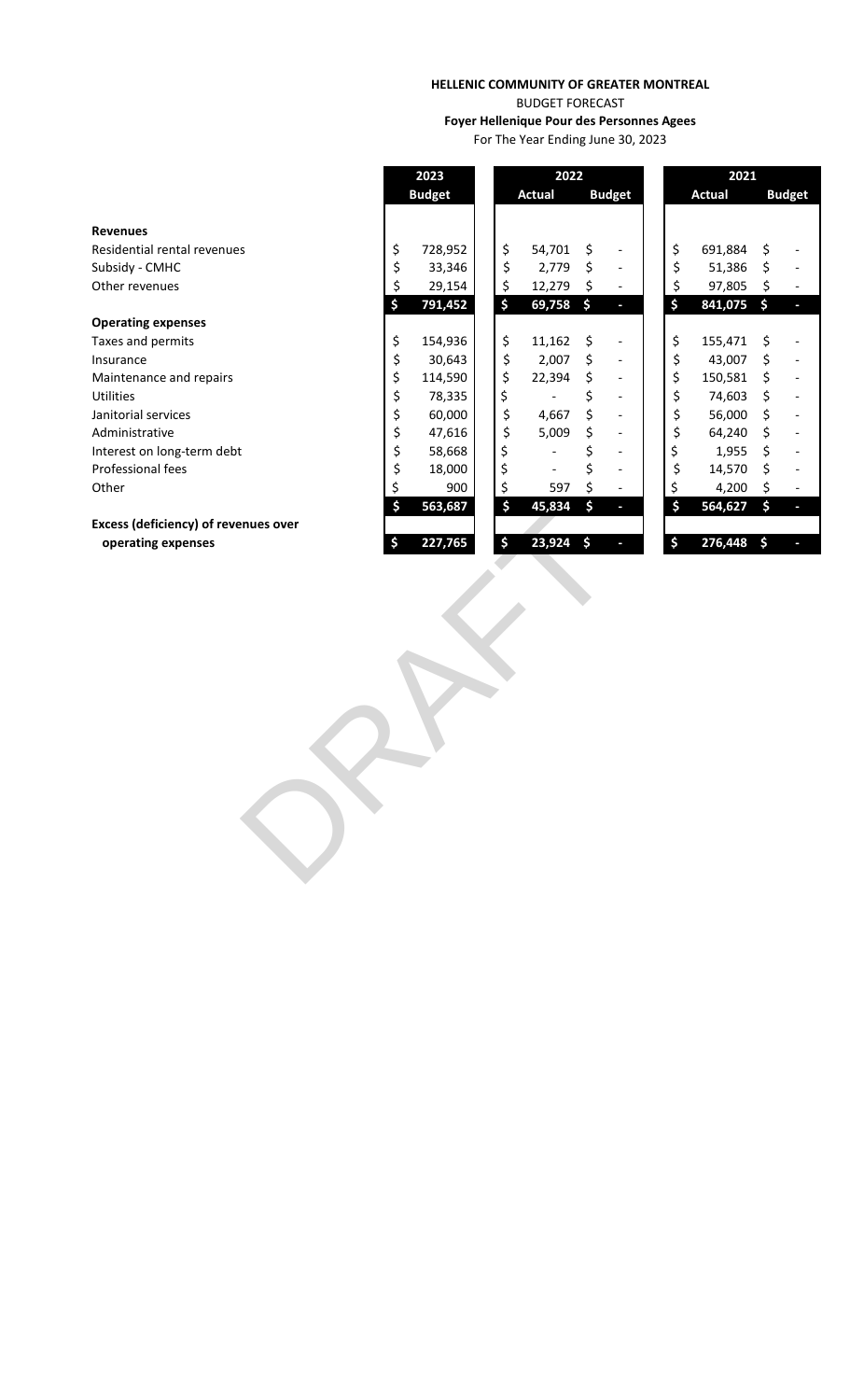**HELLENIC COMMUNITY OF GREATER MONTREAL**

BUDGET FORECAST

**Foyer Hellenique Pour des Personnes Agees**

For The Year Ending June 30, 2023

| | 2023 | 2022 | | 2021 | |
|---|---|---|---|---|---|
| | Budget | Actual | Budget | Actual | Budget |
| **Revenues** | | | | | |
| Residential rental revenues | $ 728,952 | $ 54,701 | $ - | $ 691,884 | $ - |
| Subsidy - CMHC | $ 33,346 | $ 2,779 | $ - | $ 51,386 | $ - |
| Other revenues | $ 29,154 | $ 12,279 | $ - | $ 97,805 | $ - |
| | **$ 791,452** | **$ 69,758** | **$ -** | **$ 841,075** | **$ -** |
| **Operating expenses** | | | | | |
| Taxes and permits | $ 154,936 | $ 11,162 | $ - | $ 155,471 | $ - |
| Insurance | $ 30,643 | $ 2,007 | $ - | $ 43,007 | $ - |
| Maintenance and repairs | $ 114,590 | $ 22,394 | $ - | $ 150,581 | $ - |
| Utilities | $ 78,335 | $ - | $ - | $ 74,603 | $ - |
| Janitorial services | $ 60,000 | $ 4,667 | $ - | $ 56,000 | $ - |
| Administrative | $ 47,616 | $ 5,009 | $ - | $ 64,240 | $ - |
| Interest on long-term debt | $ 58,668 | $ - | $ - | $ 1,955 | $ - |
| Professional fees | $ 18,000 | $ - | $ - | $ 14,570 | $ - |
| Other | $ 900 | $ 597 | $ - | $ 4,200 | $ - |
| | **$ 563,687** | **$ 45,834** | **$ -** | **$ 564,627** | **$ -** |
| **Excess (deficiency) of revenues over operating expenses** | **$ 227,765** | **$ 23,924** | **$ -** | **$ 276,448** | **$ -** |

DRAFT